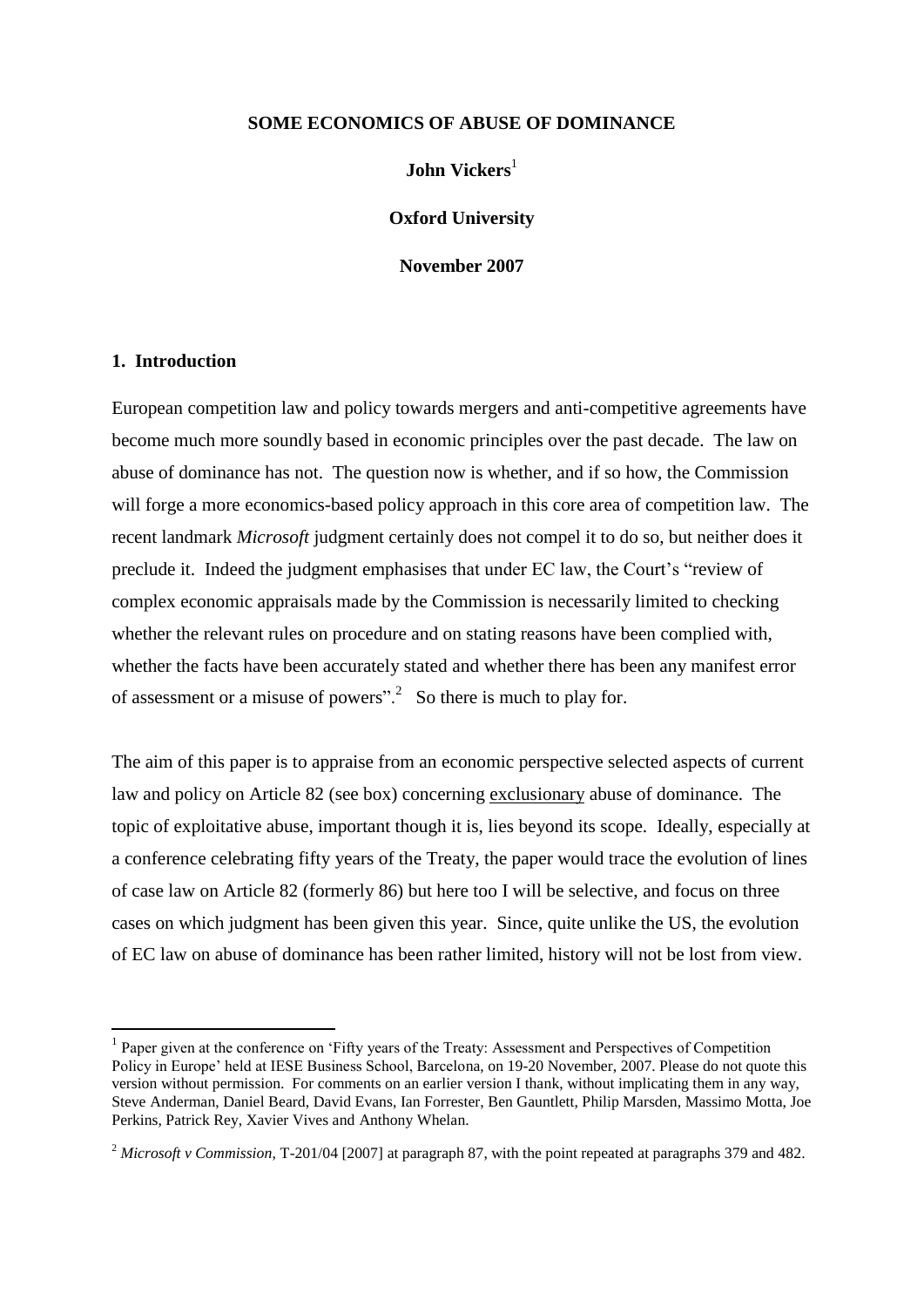**SOME ECONOMICS OF ABUSE OF DOMINANCE**

**John Vickers**[1]

**Oxford University**

**November 2007**

## 1. Introduction

European competition law and policy towards mergers and anti-competitive agreements have become much more soundly based in economic principles over the past decade. The law on abuse of dominance has not. The question now is whether, and if so how, the Commission will forge a more economics-based policy approach in this core area of competition law. The recent landmark *Microsoft* judgment certainly does not compel it to do so, but neither does it preclude it. Indeed the judgment emphasises that under EC law, the Court's "review of complex economic appraisals made by the Commission is necessarily limited to checking whether the relevant rules on procedure and on stating reasons have been complied with, whether the facts have been accurately stated and whether there has been any manifest error of assessment or a misuse of powers".[2] So there is much to play for.

The aim of this paper is to appraise from an economic perspective selected aspects of current law and policy on Article 82 (see box) concerning <u>exclusionary</u> abuse of dominance. The topic of exploitative abuse, important though it is, lies beyond its scope. Ideally, especially at a conference celebrating fifty years of the Treaty, the paper would trace the evolution of lines of case law on Article 82 (formerly 86) but here too I will be selective, and focus on three cases on which judgment has been given this year. Since, quite unlike the US, the evolution of EC law on abuse of dominance has been rather limited, history will not be lost from view.

---

[1] Paper given at the conference on 'Fifty years of the Treaty: Assessment and Perspectives of Competition Policy in Europe' held at IESE Business School, Barcelona, on 19-20 November, 2007. Please do not quote this version without permission. For comments on an earlier version I thank, without implicating them in any way, Steve Anderman, Daniel Beard, David Evans, Ian Forrester, Ben Gauntlett, Philip Marsden, Massimo Motta, Joe Perkins, Patrick Rey, Xavier Vives and Anthony Whelan.

[2] *Microsoft v Commission*, T-201/04 [2007] at paragraph 87, with the point repeated at paragraphs 379 and 482.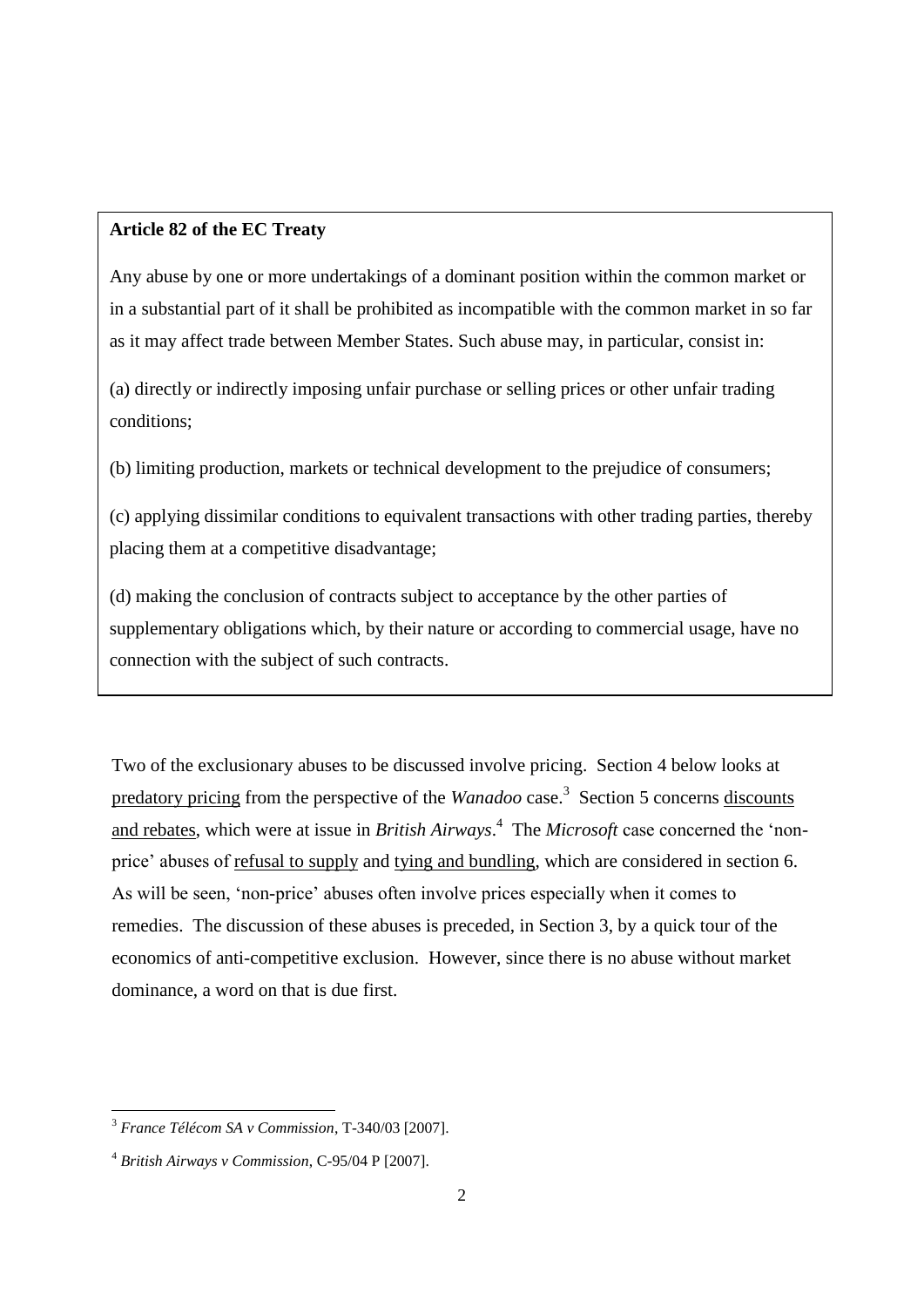**Article 82 of the EC Treaty**

Any abuse by one or more undertakings of a dominant position within the common market or in a substantial part of it shall be prohibited as incompatible with the common market in so far as it may affect trade between Member States. Such abuse may, in particular, consist in:

(a) directly or indirectly imposing unfair purchase or selling prices or other unfair trading conditions;

(b) limiting production, markets or technical development to the prejudice of consumers;

(c) applying dissimilar conditions to equivalent transactions with other trading parties, thereby placing them at a competitive disadvantage;

(d) making the conclusion of contracts subject to acceptance by the other parties of supplementary obligations which, by their nature or according to commercial usage, have no connection with the subject of such contracts.

Two of the exclusionary abuses to be discussed involve pricing. Section 4 below looks at predatory pricing from the perspective of the *Wanadoo* case.[3] Section 5 concerns discounts and rebates, which were at issue in *British Airways*.[4] The *Microsoft* case concerned the 'non-price' abuses of refusal to supply and tying and bundling, which are considered in section 6. As will be seen, 'non-price' abuses often involve prices especially when it comes to remedies. The discussion of these abuses is preceded, in Section 3, by a quick tour of the economics of anti-competitive exclusion. However, since there is no abuse without market dominance, a word on that is due first.

---

[3] *France Télécom SA v Commission*, T-340/03 [2007].

[4] *British Airways v Commission*, C-95/04 P [2007].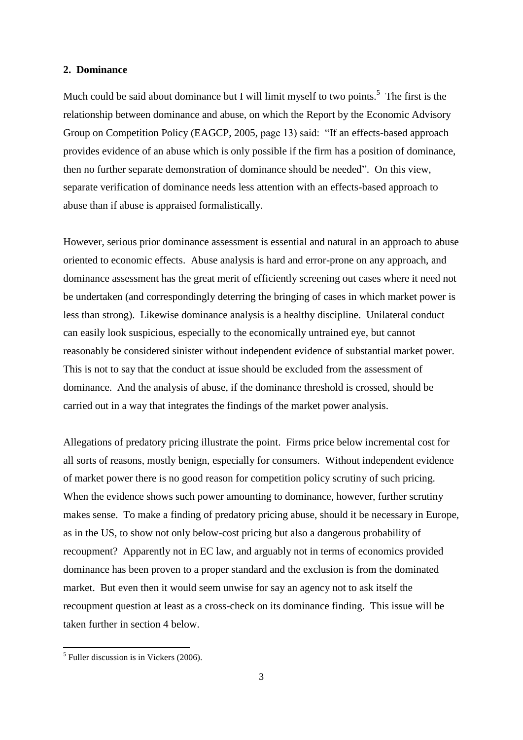## 2. Dominance

Much could be said about dominance but I will limit myself to two points.[5] The first is the relationship between dominance and abuse, on which the Report by the Economic Advisory Group on Competition Policy (EAGCP, 2005, page 13) said: "If an effects-based approach provides evidence of an abuse which is only possible if the firm has a position of dominance, then no further separate demonstration of dominance should be needed". On this view, separate verification of dominance needs less attention with an effects-based approach to abuse than if abuse is appraised formalistically.

However, serious prior dominance assessment is essential and natural in an approach to abuse oriented to economic effects. Abuse analysis is hard and error-prone on any approach, and dominance assessment has the great merit of efficiently screening out cases where it need not be undertaken (and correspondingly deterring the bringing of cases in which market power is less than strong). Likewise dominance analysis is a healthy discipline. Unilateral conduct can easily look suspicious, especially to the economically untrained eye, but cannot reasonably be considered sinister without independent evidence of substantial market power. This is not to say that the conduct at issue should be excluded from the assessment of dominance. And the analysis of abuse, if the dominance threshold is crossed, should be carried out in a way that integrates the findings of the market power analysis.

Allegations of predatory pricing illustrate the point. Firms price below incremental cost for all sorts of reasons, mostly benign, especially for consumers. Without independent evidence of market power there is no good reason for competition policy scrutiny of such pricing. When the evidence shows such power amounting to dominance, however, further scrutiny makes sense. To make a finding of predatory pricing abuse, should it be necessary in Europe, as in the US, to show not only below-cost pricing but also a dangerous probability of recoupment? Apparently not in EC law, and arguably not in terms of economics provided dominance has been proven to a proper standard and the exclusion is from the dominated market. But even then it would seem unwise for say an agency not to ask itself the recoupment question at least as a cross-check on its dominance finding. This issue will be taken further in section 4 below.

[5] Fuller discussion is in Vickers (2006).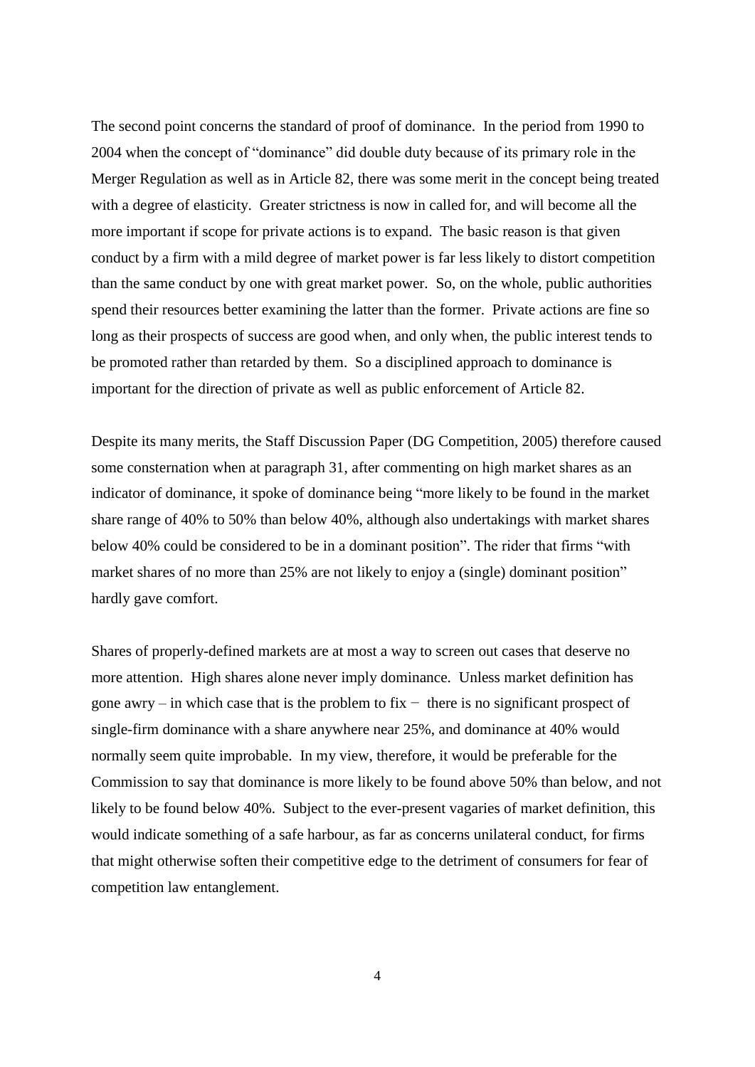The second point concerns the standard of proof of dominance. In the period from 1990 to 2004 when the concept of "dominance" did double duty because of its primary role in the Merger Regulation as well as in Article 82, there was some merit in the concept being treated with a degree of elasticity. Greater strictness is now in called for, and will become all the more important if scope for private actions is to expand. The basic reason is that given conduct by a firm with a mild degree of market power is far less likely to distort competition than the same conduct by one with great market power. So, on the whole, public authorities spend their resources better examining the latter than the former. Private actions are fine so long as their prospects of success are good when, and only when, the public interest tends to be promoted rather than retarded by them. So a disciplined approach to dominance is important for the direction of private as well as public enforcement of Article 82.

Despite its many merits, the Staff Discussion Paper (DG Competition, 2005) therefore caused some consternation when at paragraph 31, after commenting on high market shares as an indicator of dominance, it spoke of dominance being "more likely to be found in the market share range of 40% to 50% than below 40%, although also undertakings with market shares below 40% could be considered to be in a dominant position". The rider that firms "with market shares of no more than 25% are not likely to enjoy a (single) dominant position" hardly gave comfort.

Shares of properly-defined markets are at most a way to screen out cases that deserve no more attention. High shares alone never imply dominance. Unless market definition has gone awry – in which case that is the problem to fix − there is no significant prospect of single-firm dominance with a share anywhere near 25%, and dominance at 40% would normally seem quite improbable. In my view, therefore, it would be preferable for the Commission to say that dominance is more likely to be found above 50% than below, and not likely to be found below 40%. Subject to the ever-present vagaries of market definition, this would indicate something of a safe harbour, as far as concerns unilateral conduct, for firms that might otherwise soften their competitive edge to the detriment of consumers for fear of competition law entanglement.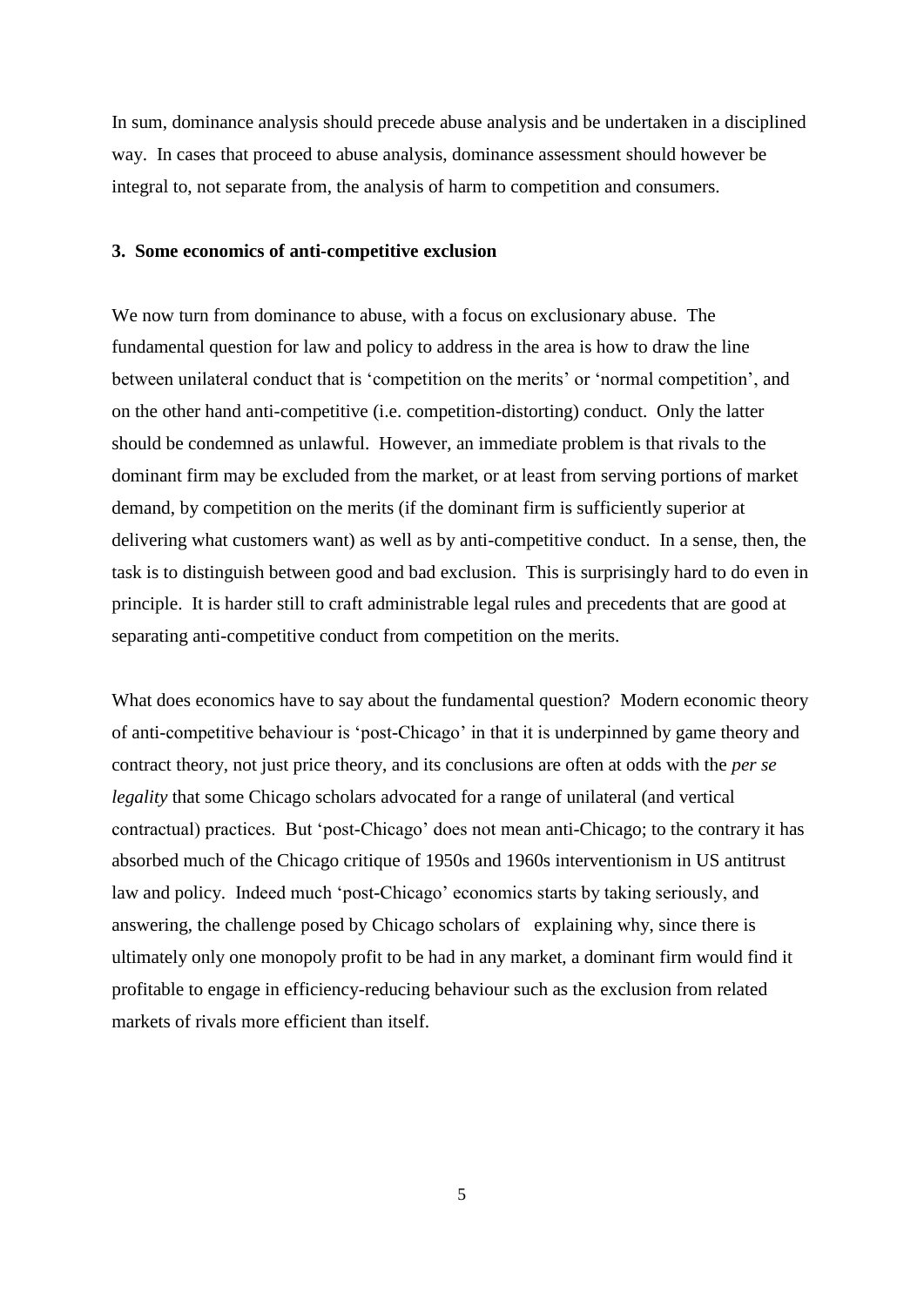In sum, dominance analysis should precede abuse analysis and be undertaken in a disciplined way. In cases that proceed to abuse analysis, dominance assessment should however be integral to, not separate from, the analysis of harm to competition and consumers.

### 3. Some economics of anti-competitive exclusion

We now turn from dominance to abuse, with a focus on exclusionary abuse. The fundamental question for law and policy to address in the area is how to draw the line between unilateral conduct that is 'competition on the merits' or 'normal competition', and on the other hand anti-competitive (i.e. competition-distorting) conduct. Only the latter should be condemned as unlawful. However, an immediate problem is that rivals to the dominant firm may be excluded from the market, or at least from serving portions of market demand, by competition on the merits (if the dominant firm is sufficiently superior at delivering what customers want) as well as by anti-competitive conduct. In a sense, then, the task is to distinguish between good and bad exclusion. This is surprisingly hard to do even in principle. It is harder still to craft administrable legal rules and precedents that are good at separating anti-competitive conduct from competition on the merits.

What does economics have to say about the fundamental question? Modern economic theory of anti-competitive behaviour is 'post-Chicago' in that it is underpinned by game theory and contract theory, not just price theory, and its conclusions are often at odds with the *per se legality* that some Chicago scholars advocated for a range of unilateral (and vertical contractual) practices. But 'post-Chicago' does not mean anti-Chicago; to the contrary it has absorbed much of the Chicago critique of 1950s and 1960s interventionism in US antitrust law and policy. Indeed much 'post-Chicago' economics starts by taking seriously, and answering, the challenge posed by Chicago scholars of explaining why, since there is ultimately only one monopoly profit to be had in any market, a dominant firm would find it profitable to engage in efficiency-reducing behaviour such as the exclusion from related markets of rivals more efficient than itself.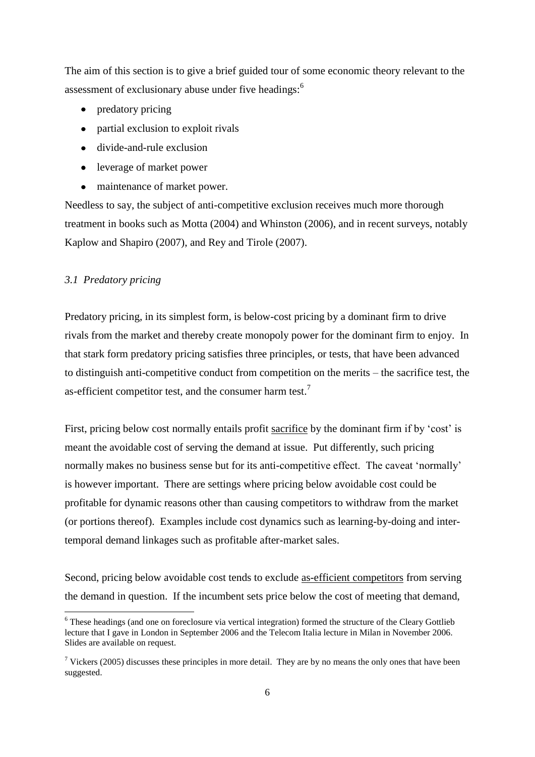The aim of this section is to give a brief guided tour of some economic theory relevant to the assessment of exclusionary abuse under five headings:[6]

- predatory pricing
- partial exclusion to exploit rivals
- divide-and-rule exclusion
- leverage of market power
- maintenance of market power.

Needless to say, the subject of anti-competitive exclusion receives much more thorough treatment in books such as Motta (2004) and Whinston (2006), and in recent surveys, notably Kaplow and Shapiro (2007), and Rey and Tirole (2007).

### *3.1 Predatory pricing*

Predatory pricing, in its simplest form, is below-cost pricing by a dominant firm to drive rivals from the market and thereby create monopoly power for the dominant firm to enjoy. In that stark form predatory pricing satisfies three principles, or tests, that have been advanced to distinguish anti-competitive conduct from competition on the merits – the sacrifice test, the as-efficient competitor test, and the consumer harm test.[7]

First, pricing below cost normally entails profit <u>sacrifice</u> by the dominant firm if by 'cost' is meant the avoidable cost of serving the demand at issue. Put differently, such pricing normally makes no business sense but for its anti-competitive effect. The caveat 'normally' is however important. There are settings where pricing below avoidable cost could be profitable for dynamic reasons other than causing competitors to withdraw from the market (or portions thereof). Examples include cost dynamics such as learning-by-doing and inter-temporal demand linkages such as profitable after-market sales.

Second, pricing below avoidable cost tends to exclude <u>as-efficient competitors</u> from serving the demand in question. If the incumbent sets price below the cost of meeting that demand,

---

[6] These headings (and one on foreclosure via vertical integration) formed the structure of the Cleary Gottlieb lecture that I gave in London in September 2006 and the Telecom Italia lecture in Milan in November 2006. Slides are available on request.

[7] Vickers (2005) discusses these principles in more detail. They are by no means the only ones that have been suggested.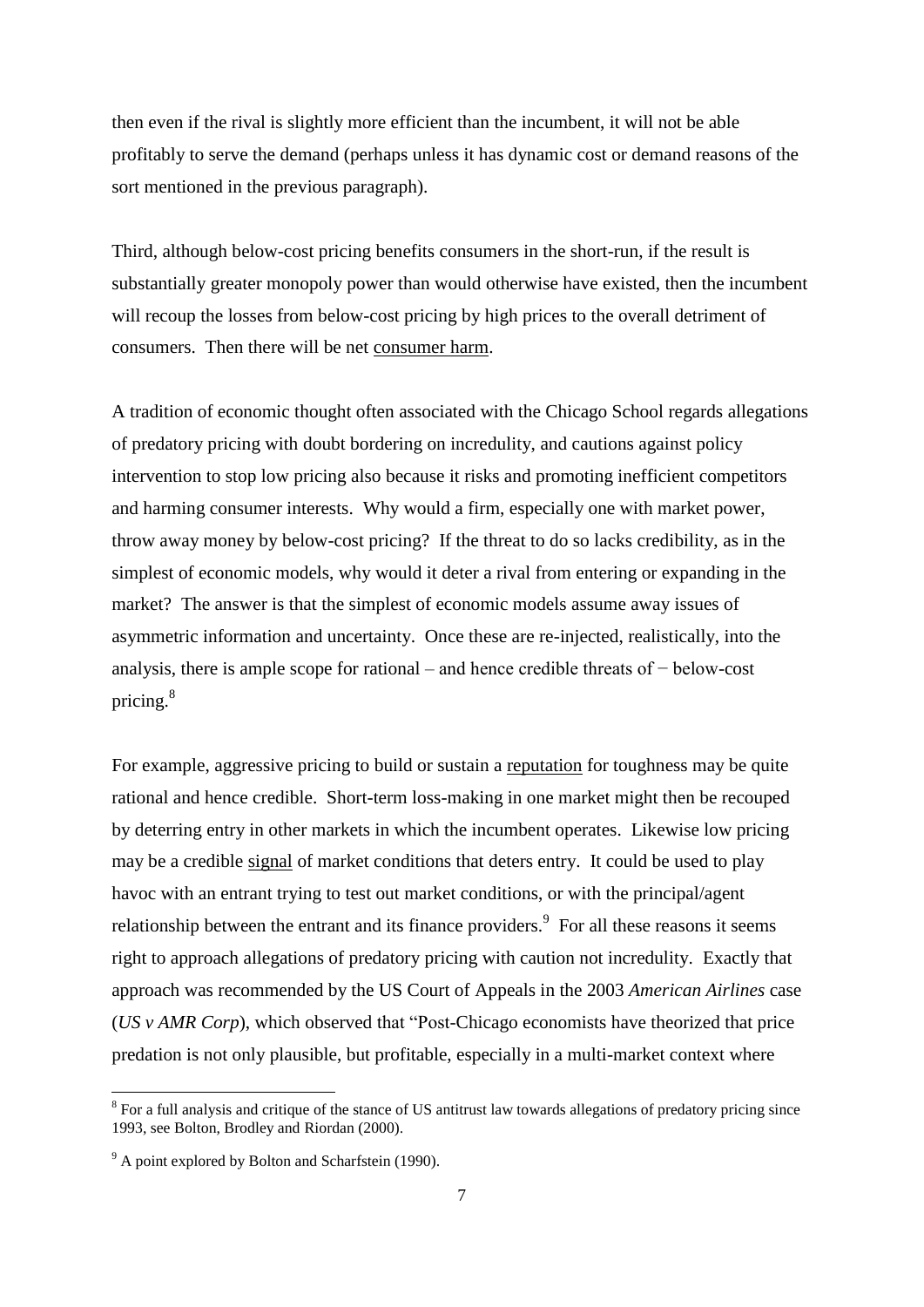then even if the rival is slightly more efficient than the incumbent, it will not be able profitably to serve the demand (perhaps unless it has dynamic cost or demand reasons of the sort mentioned in the previous paragraph).

Third, although below-cost pricing benefits consumers in the short-run, if the result is substantially greater monopoly power than would otherwise have existed, then the incumbent will recoup the losses from below-cost pricing by high prices to the overall detriment of consumers. Then there will be net <u>consumer harm</u>.

A tradition of economic thought often associated with the Chicago School regards allegations of predatory pricing with doubt bordering on incredulity, and cautions against policy intervention to stop low pricing also because it risks and promoting inefficient competitors and harming consumer interests. Why would a firm, especially one with market power, throw away money by below-cost pricing? If the threat to do so lacks credibility, as in the simplest of economic models, why would it deter a rival from entering or expanding in the market? The answer is that the simplest of economic models assume away issues of asymmetric information and uncertainty. Once these are re-injected, realistically, into the analysis, there is ample scope for rational – and hence credible threats of − below-cost pricing.[8]

For example, aggressive pricing to build or sustain a <u>reputation</u> for toughness may be quite rational and hence credible. Short-term loss-making in one market might then be recouped by deterring entry in other markets in which the incumbent operates. Likewise low pricing may be a credible <u>signal</u> of market conditions that deters entry. It could be used to play havoc with an entrant trying to test out market conditions, or with the principal/agent relationship between the entrant and its finance providers.[9] For all these reasons it seems right to approach allegations of predatory pricing with caution not incredulity. Exactly that approach was recommended by the US Court of Appeals in the 2003 *American Airlines* case (*US v AMR Corp*), which observed that "Post-Chicago economists have theorized that price predation is not only plausible, but profitable, especially in a multi-market context where

---

[8] For a full analysis and critique of the stance of US antitrust law towards allegations of predatory pricing since 1993, see Bolton, Brodley and Riordan (2000).

[9] A point explored by Bolton and Scharfstein (1990).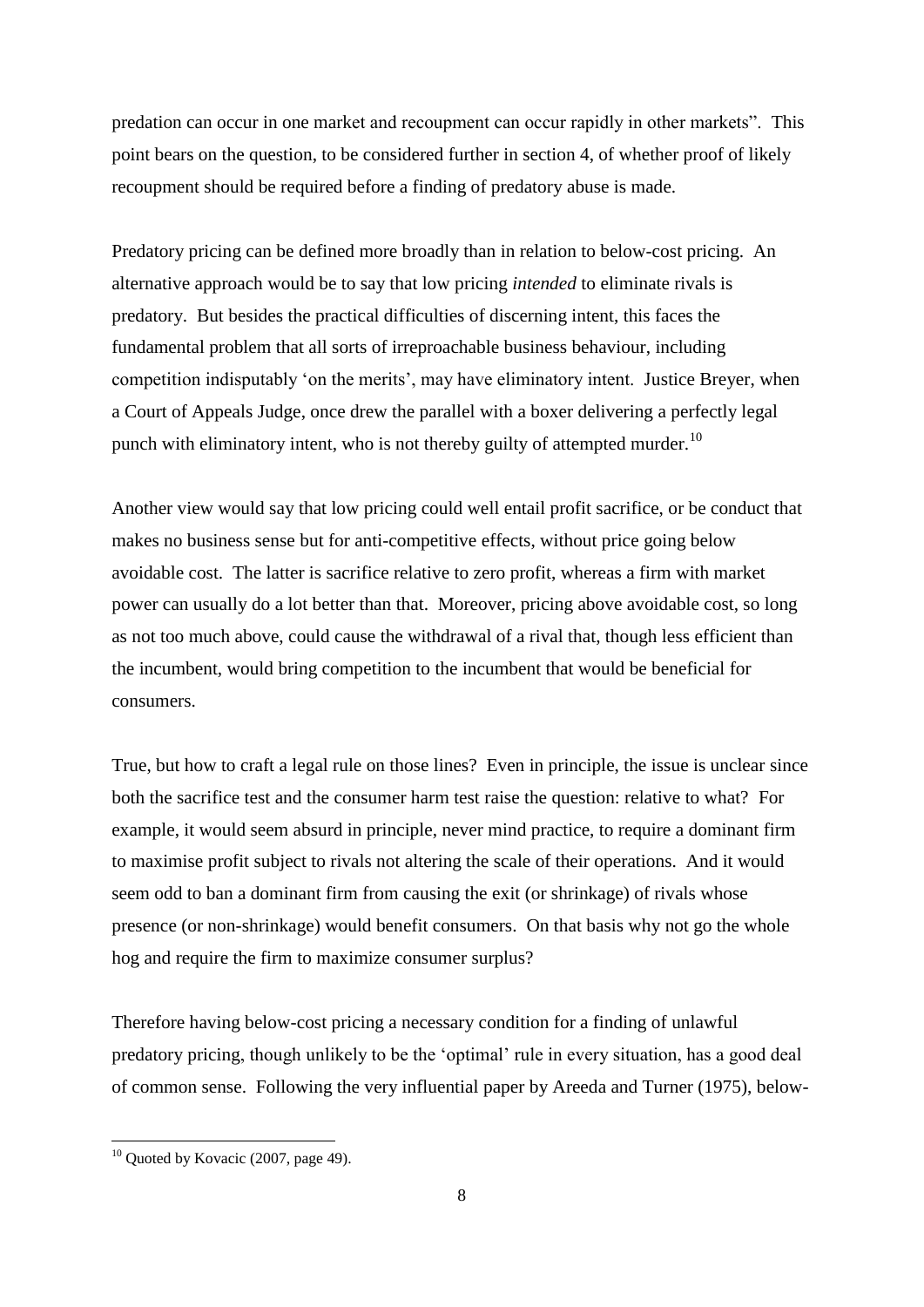predation can occur in one market and recoupment can occur rapidly in other markets". This point bears on the question, to be considered further in section 4, of whether proof of likely recoupment should be required before a finding of predatory abuse is made.

Predatory pricing can be defined more broadly than in relation to below-cost pricing. An alternative approach would be to say that low pricing *intended* to eliminate rivals is predatory. But besides the practical difficulties of discerning intent, this faces the fundamental problem that all sorts of irreproachable business behaviour, including competition indisputably 'on the merits', may have eliminatory intent. Justice Breyer, when a Court of Appeals Judge, once drew the parallel with a boxer delivering a perfectly legal punch with eliminatory intent, who is not thereby guilty of attempted murder.[10]

Another view would say that low pricing could well entail profit sacrifice, or be conduct that makes no business sense but for anti-competitive effects, without price going below avoidable cost. The latter is sacrifice relative to zero profit, whereas a firm with market power can usually do a lot better than that. Moreover, pricing above avoidable cost, so long as not too much above, could cause the withdrawal of a rival that, though less efficient than the incumbent, would bring competition to the incumbent that would be beneficial for consumers.

True, but how to craft a legal rule on those lines? Even in principle, the issue is unclear since both the sacrifice test and the consumer harm test raise the question: relative to what? For example, it would seem absurd in principle, never mind practice, to require a dominant firm to maximise profit subject to rivals not altering the scale of their operations. And it would seem odd to ban a dominant firm from causing the exit (or shrinkage) of rivals whose presence (or non-shrinkage) would benefit consumers. On that basis why not go the whole hog and require the firm to maximize consumer surplus?

Therefore having below-cost pricing a necessary condition for a finding of unlawful predatory pricing, though unlikely to be the 'optimal' rule in every situation, has a good deal of common sense. Following the very influential paper by Areeda and Turner (1975), below-

[10] Quoted by Kovacic (2007, page 49).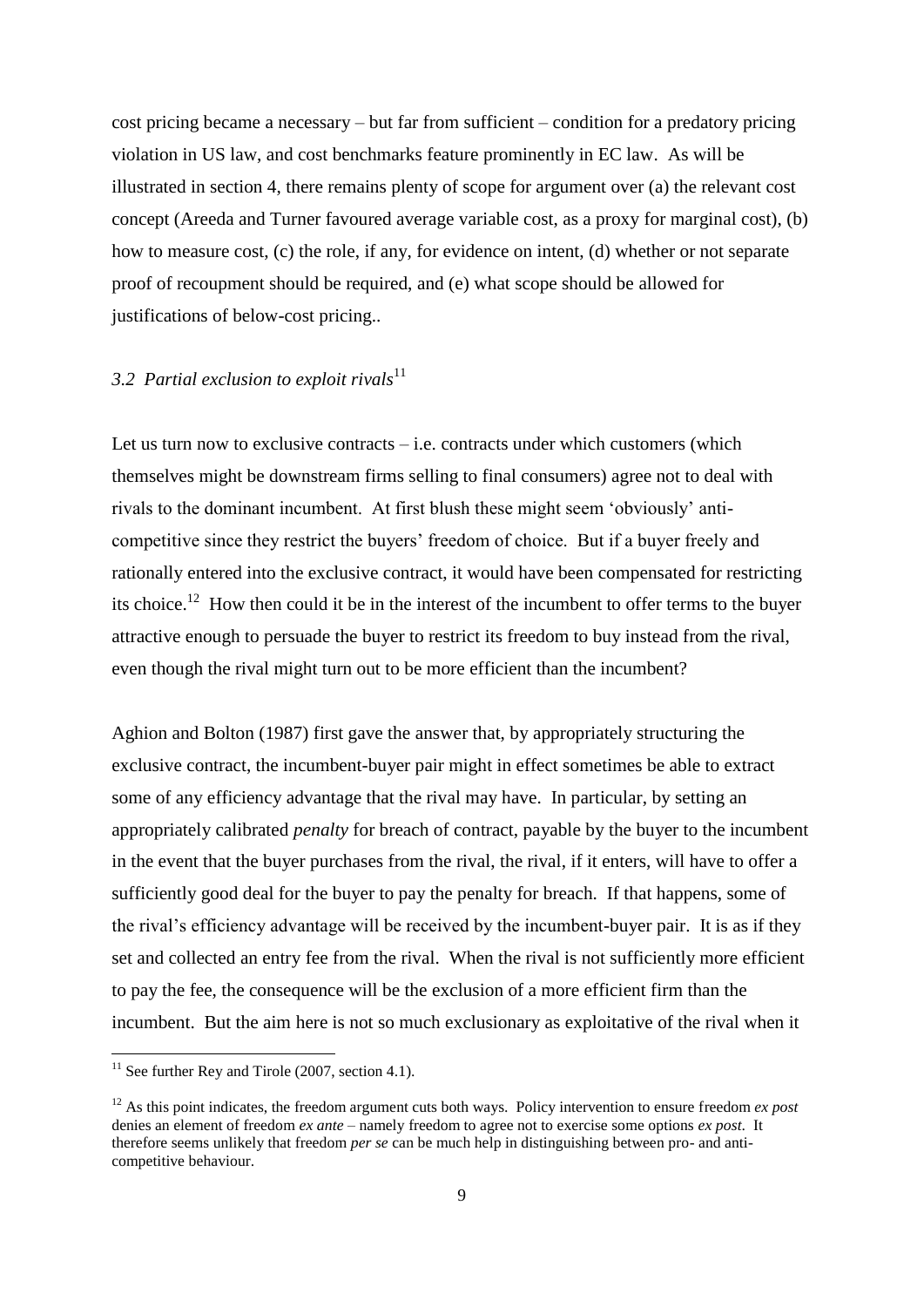cost pricing became a necessary – but far from sufficient – condition for a predatory pricing violation in US law, and cost benchmarks feature prominently in EC law. As will be illustrated in section 4, there remains plenty of scope for argument over (a) the relevant cost concept (Areeda and Turner favoured average variable cost, as a proxy for marginal cost), (b) how to measure cost, (c) the role, if any, for evidence on intent, (d) whether or not separate proof of recoupment should be required, and (e) what scope should be allowed for justifications of below-cost pricing..

### *3.2 Partial exclusion to exploit rivals*[11]

Let us turn now to exclusive contracts – i.e. contracts under which customers (which themselves might be downstream firms selling to final consumers) agree not to deal with rivals to the dominant incumbent. At first blush these might seem 'obviously' anti-competitive since they restrict the buyers' freedom of choice. But if a buyer freely and rationally entered into the exclusive contract, it would have been compensated for restricting its choice.[12] How then could it be in the interest of the incumbent to offer terms to the buyer attractive enough to persuade the buyer to restrict its freedom to buy instead from the rival, even though the rival might turn out to be more efficient than the incumbent?

Aghion and Bolton (1987) first gave the answer that, by appropriately structuring the exclusive contract, the incumbent-buyer pair might in effect sometimes be able to extract some of any efficiency advantage that the rival may have. In particular, by setting an appropriately calibrated *penalty* for breach of contract, payable by the buyer to the incumbent in the event that the buyer purchases from the rival, the rival, if it enters, will have to offer a sufficiently good deal for the buyer to pay the penalty for breach. If that happens, some of the rival's efficiency advantage will be received by the incumbent-buyer pair. It is as if they set and collected an entry fee from the rival. When the rival is not sufficiently more efficient to pay the fee, the consequence will be the exclusion of a more efficient firm than the incumbent. But the aim here is not so much exclusionary as exploitative of the rival when it

---

[11] See further Rey and Tirole (2007, section 4.1).

[12] As this point indicates, the freedom argument cuts both ways. Policy intervention to ensure freedom *ex post* denies an element of freedom *ex ante* – namely freedom to agree not to exercise some options *ex post*. It therefore seems unlikely that freedom *per se* can be much help in distinguishing between pro- and anti-competitive behaviour.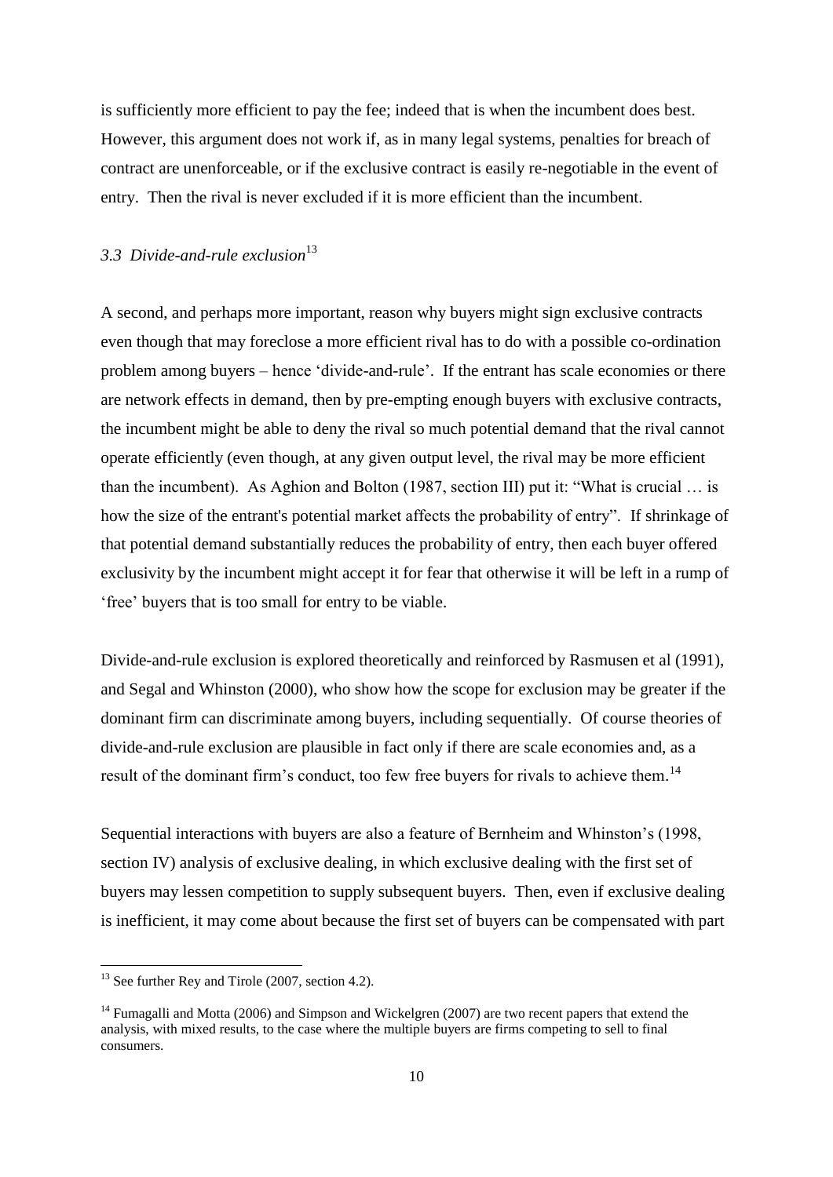is sufficiently more efficient to pay the fee; indeed that is when the incumbent does best. However, this argument does not work if, as in many legal systems, penalties for breach of contract are unenforceable, or if the exclusive contract is easily re-negotiable in the event of entry. Then the rival is never excluded if it is more efficient than the incumbent.

### *3.3 Divide-and-rule exclusion*[13]

A second, and perhaps more important, reason why buyers might sign exclusive contracts even though that may foreclose a more efficient rival has to do with a possible co-ordination problem among buyers – hence 'divide-and-rule'. If the entrant has scale economies or there are network effects in demand, then by pre-empting enough buyers with exclusive contracts, the incumbent might be able to deny the rival so much potential demand that the rival cannot operate efficiently (even though, at any given output level, the rival may be more efficient than the incumbent). As Aghion and Bolton (1987, section III) put it: "What is crucial … is how the size of the entrant's potential market affects the probability of entry". If shrinkage of that potential demand substantially reduces the probability of entry, then each buyer offered exclusivity by the incumbent might accept it for fear that otherwise it will be left in a rump of 'free' buyers that is too small for entry to be viable.

Divide-and-rule exclusion is explored theoretically and reinforced by Rasmusen et al (1991), and Segal and Whinston (2000), who show how the scope for exclusion may be greater if the dominant firm can discriminate among buyers, including sequentially. Of course theories of divide-and-rule exclusion are plausible in fact only if there are scale economies and, as a result of the dominant firm's conduct, too few free buyers for rivals to achieve them.[14]

Sequential interactions with buyers are also a feature of Bernheim and Whinston's (1998, section IV) analysis of exclusive dealing, in which exclusive dealing with the first set of buyers may lessen competition to supply subsequent buyers. Then, even if exclusive dealing is inefficient, it may come about because the first set of buyers can be compensated with part

---

[13] See further Rey and Tirole (2007, section 4.2).

[14] Fumagalli and Motta (2006) and Simpson and Wickelgren (2007) are two recent papers that extend the analysis, with mixed results, to the case where the multiple buyers are firms competing to sell to final consumers.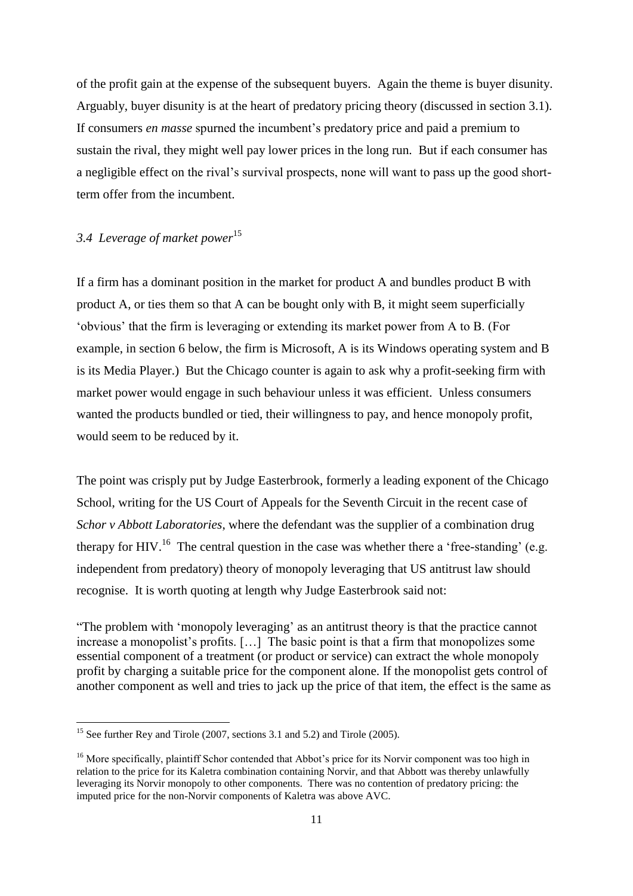of the profit gain at the expense of the subsequent buyers. Again the theme is buyer disunity. Arguably, buyer disunity is at the heart of predatory pricing theory (discussed in section 3.1). If consumers *en masse* spurned the incumbent's predatory price and paid a premium to sustain the rival, they might well pay lower prices in the long run. But if each consumer has a negligible effect on the rival's survival prospects, none will want to pass up the good short-term offer from the incumbent.

### *3.4 Leverage of market power*[15]

If a firm has a dominant position in the market for product A and bundles product B with product A, or ties them so that A can be bought only with B, it might seem superficially 'obvious' that the firm is leveraging or extending its market power from A to B. (For example, in section 6 below, the firm is Microsoft, A is its Windows operating system and B is its Media Player.) But the Chicago counter is again to ask why a profit-seeking firm with market power would engage in such behaviour unless it was efficient. Unless consumers wanted the products bundled or tied, their willingness to pay, and hence monopoly profit, would seem to be reduced by it.

The point was crisply put by Judge Easterbrook, formerly a leading exponent of the Chicago School, writing for the US Court of Appeals for the Seventh Circuit in the recent case of *Schor v Abbott Laboratories*, where the defendant was the supplier of a combination drug therapy for HIV.[16] The central question in the case was whether there a 'free-standing' (e.g. independent from predatory) theory of monopoly leveraging that US antitrust law should recognise. It is worth quoting at length why Judge Easterbrook said not:

"The problem with 'monopoly leveraging' as an antitrust theory is that the practice cannot increase a monopolist's profits. […] The basic point is that a firm that monopolizes some essential component of a treatment (or product or service) can extract the whole monopoly profit by charging a suitable price for the component alone. If the monopolist gets control of another component as well and tries to jack up the price of that item, the effect is the same as

---

[15] See further Rey and Tirole (2007, sections 3.1 and 5.2) and Tirole (2005).

[16] More specifically, plaintiff Schor contended that Abbot's price for its Norvir component was too high in relation to the price for its Kaletra combination containing Norvir, and that Abbott was thereby unlawfully leveraging its Norvir monopoly to other components. There was no contention of predatory pricing: the imputed price for the non-Norvir components of Kaletra was above AVC.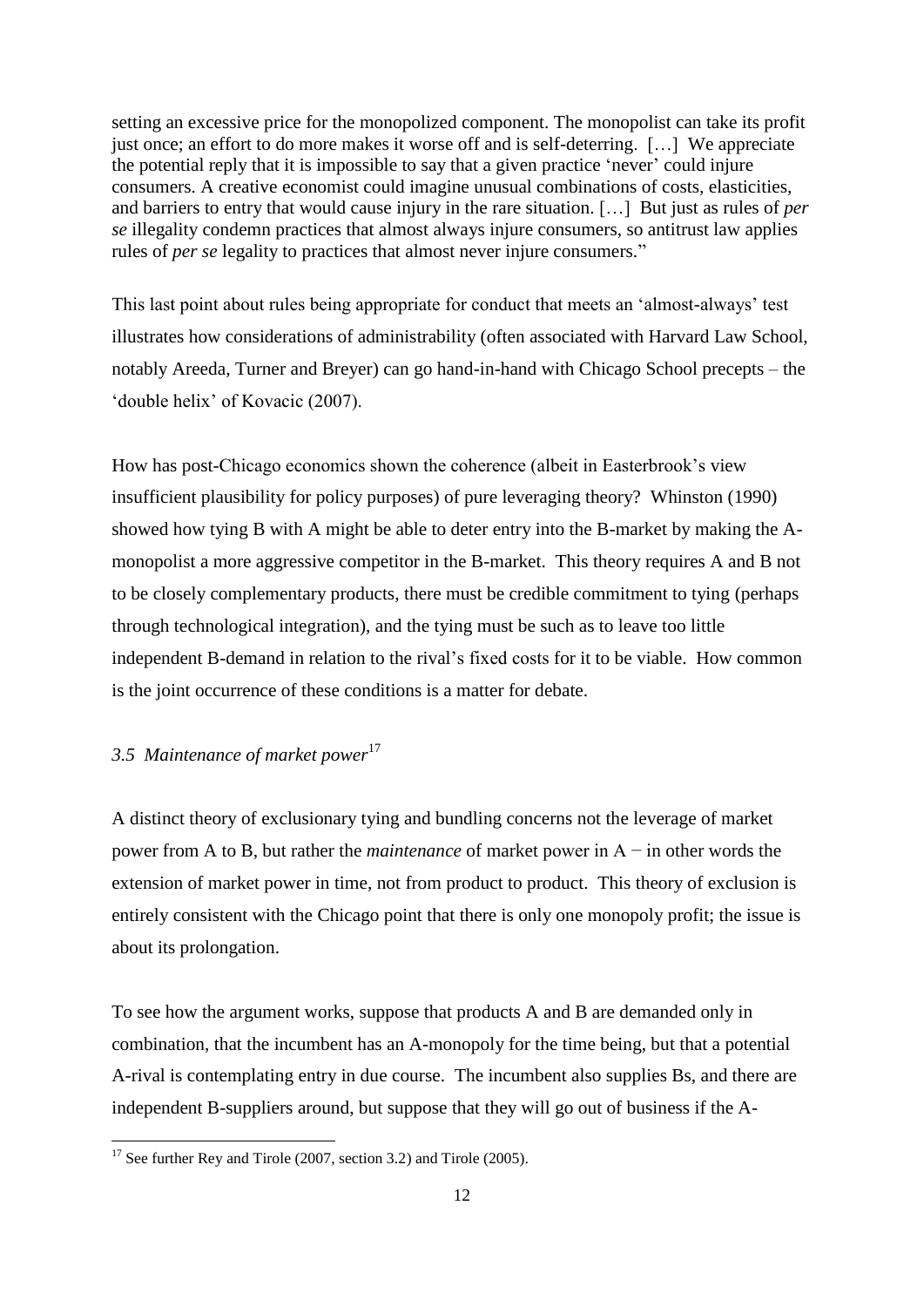setting an excessive price for the monopolized component. The monopolist can take its profit just once; an effort to do more makes it worse off and is self-deterring. […] We appreciate the potential reply that it is impossible to say that a given practice 'never' could injure consumers. A creative economist could imagine unusual combinations of costs, elasticities, and barriers to entry that would cause injury in the rare situation. […] But just as rules of *per se* illegality condemn practices that almost always injure consumers, so antitrust law applies rules of *per se* legality to practices that almost never injure consumers."

This last point about rules being appropriate for conduct that meets an 'almost-always' test illustrates how considerations of administrability (often associated with Harvard Law School, notably Areeda, Turner and Breyer) can go hand-in-hand with Chicago School precepts – the 'double helix' of Kovacic (2007).

How has post-Chicago economics shown the coherence (albeit in Easterbrook's view insufficient plausibility for policy purposes) of pure leveraging theory? Whinston (1990) showed how tying B with A might be able to deter entry into the B-market by making the A-monopolist a more aggressive competitor in the B-market. This theory requires A and B not to be closely complementary products, there must be credible commitment to tying (perhaps through technological integration), and the tying must be such as to leave too little independent B-demand in relation to the rival's fixed costs for it to be viable. How common is the joint occurrence of these conditions is a matter for debate.

### *3.5 Maintenance of market power*[17]

A distinct theory of exclusionary tying and bundling concerns not the leverage of market power from A to B, but rather the *maintenance* of market power in A − in other words the extension of market power in time, not from product to product. This theory of exclusion is entirely consistent with the Chicago point that there is only one monopoly profit; the issue is about its prolongation.

To see how the argument works, suppose that products A and B are demanded only in combination, that the incumbent has an A-monopoly for the time being, but that a potential A-rival is contemplating entry in due course. The incumbent also supplies Bs, and there are independent B-suppliers around, but suppose that they will go out of business if the A-

[17] See further Rey and Tirole (2007, section 3.2) and Tirole (2005).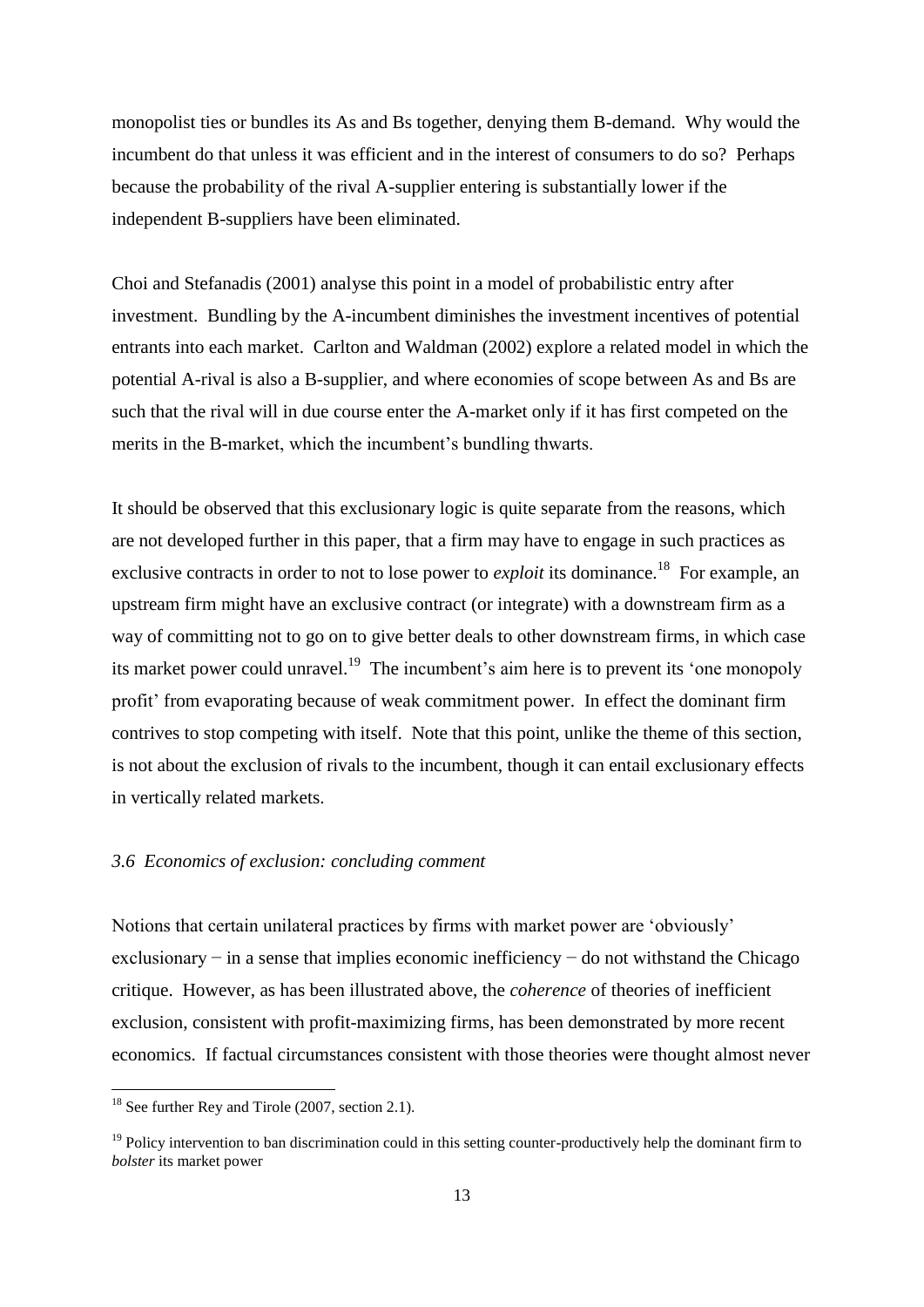monopolist ties or bundles its As and Bs together, denying them B-demand. Why would the incumbent do that unless it was efficient and in the interest of consumers to do so? Perhaps because the probability of the rival A-supplier entering is substantially lower if the independent B-suppliers have been eliminated.

Choi and Stefanadis (2001) analyse this point in a model of probabilistic entry after investment. Bundling by the A-incumbent diminishes the investment incentives of potential entrants into each market. Carlton and Waldman (2002) explore a related model in which the potential A-rival is also a B-supplier, and where economies of scope between As and Bs are such that the rival will in due course enter the A-market only if it has first competed on the merits in the B-market, which the incumbent's bundling thwarts.

It should be observed that this exclusionary logic is quite separate from the reasons, which are not developed further in this paper, that a firm may have to engage in such practices as exclusive contracts in order to not to lose power to *exploit* its dominance.[18] For example, an upstream firm might have an exclusive contract (or integrate) with a downstream firm as a way of committing not to go on to give better deals to other downstream firms, in which case its market power could unravel.[19] The incumbent's aim here is to prevent its 'one monopoly profit' from evaporating because of weak commitment power. In effect the dominant firm contrives to stop competing with itself. Note that this point, unlike the theme of this section, is not about the exclusion of rivals to the incumbent, though it can entail exclusionary effects in vertically related markets.

### *3.6 Economics of exclusion: concluding comment*

Notions that certain unilateral practices by firms with market power are 'obviously' exclusionary − in a sense that implies economic inefficiency − do not withstand the Chicago critique. However, as has been illustrated above, the *coherence* of theories of inefficient exclusion, consistent with profit-maximizing firms, has been demonstrated by more recent economics. If factual circumstances consistent with those theories were thought almost never

---

[18] See further Rey and Tirole (2007, section 2.1).

[19] Policy intervention to ban discrimination could in this setting counter-productively help the dominant firm to *bolster* its market power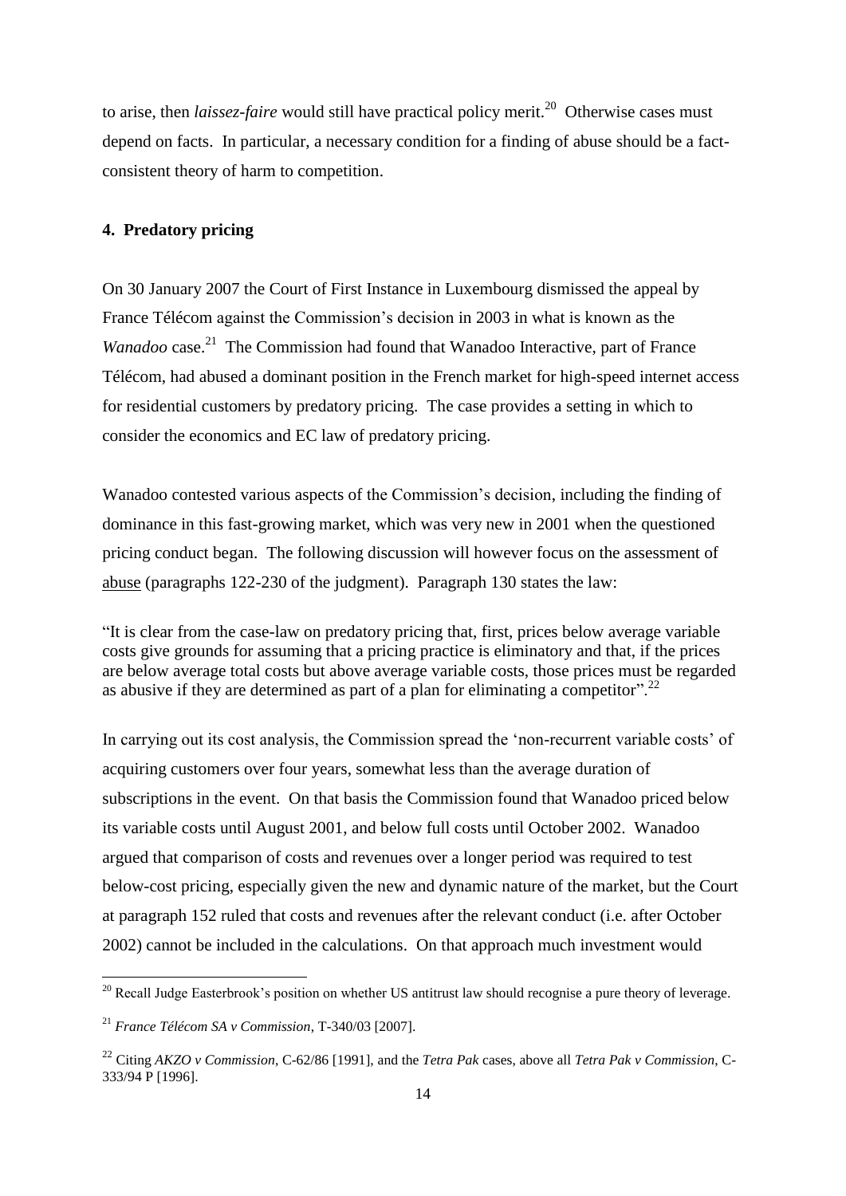to arise, then *laissez-faire* would still have practical policy merit.[20] Otherwise cases must depend on facts. In particular, a necessary condition for a finding of abuse should be a fact-consistent theory of harm to competition.

## 4. Predatory pricing

On 30 January 2007 the Court of First Instance in Luxembourg dismissed the appeal by France Télécom against the Commission's decision in 2003 in what is known as the *Wanadoo* case.[21] The Commission had found that Wanadoo Interactive, part of France Télécom, had abused a dominant position in the French market for high-speed internet access for residential customers by predatory pricing. The case provides a setting in which to consider the economics and EC law of predatory pricing.

Wanadoo contested various aspects of the Commission's decision, including the finding of dominance in this fast-growing market, which was very new in 2001 when the questioned pricing conduct began. The following discussion will however focus on the assessment of <u>abuse</u> (paragraphs 122-230 of the judgment). Paragraph 130 states the law:

"It is clear from the case-law on predatory pricing that, first, prices below average variable costs give grounds for assuming that a pricing practice is eliminatory and that, if the prices are below average total costs but above average variable costs, those prices must be regarded as abusive if they are determined as part of a plan for eliminating a competitor".[22]

In carrying out its cost analysis, the Commission spread the 'non-recurrent variable costs' of acquiring customers over four years, somewhat less than the average duration of subscriptions in the event. On that basis the Commission found that Wanadoo priced below its variable costs until August 2001, and below full costs until October 2002. Wanadoo argued that comparison of costs and revenues over a longer period was required to test below-cost pricing, especially given the new and dynamic nature of the market, but the Court at paragraph 152 ruled that costs and revenues after the relevant conduct (i.e. after October 2002) cannot be included in the calculations. On that approach much investment would

---

[20] Recall Judge Easterbrook's position on whether US antitrust law should recognise a pure theory of leverage.

[21] *France Télécom SA v Commission*, T-340/03 [2007].

[22] Citing *AKZO v Commission*, C-62/86 [1991], and the *Tetra Pak* cases, above all *Tetra Pak v Commission*, C-333/94 P [1996].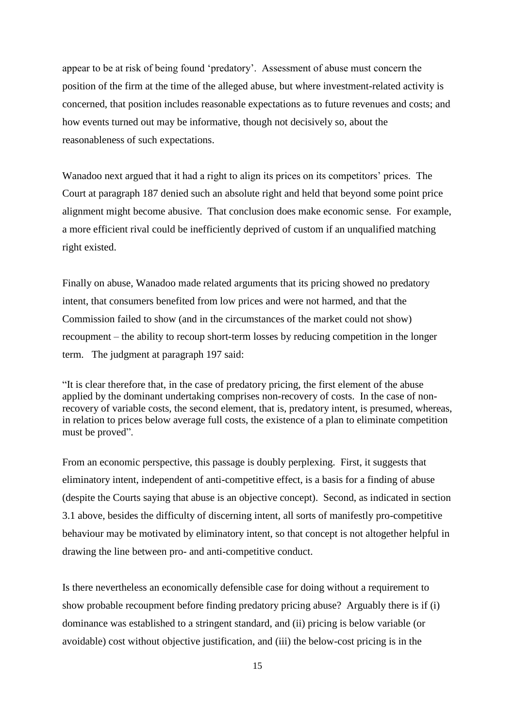appear to be at risk of being found 'predatory'. Assessment of abuse must concern the position of the firm at the time of the alleged abuse, but where investment-related activity is concerned, that position includes reasonable expectations as to future revenues and costs; and how events turned out may be informative, though not decisively so, about the reasonableness of such expectations.

Wanadoo next argued that it had a right to align its prices on its competitors' prices. The Court at paragraph 187 denied such an absolute right and held that beyond some point price alignment might become abusive. That conclusion does make economic sense. For example, a more efficient rival could be inefficiently deprived of custom if an unqualified matching right existed.

Finally on abuse, Wanadoo made related arguments that its pricing showed no predatory intent, that consumers benefited from low prices and were not harmed, and that the Commission failed to show (and in the circumstances of the market could not show) recoupment – the ability to recoup short-term losses by reducing competition in the longer term. The judgment at paragraph 197 said:

> "It is clear therefore that, in the case of predatory pricing, the first element of the abuse applied by the dominant undertaking comprises non-recovery of costs. In the case of non-recovery of variable costs, the second element, that is, predatory intent, is presumed, whereas, in relation to prices below average full costs, the existence of a plan to eliminate competition must be proved".

From an economic perspective, this passage is doubly perplexing. First, it suggests that eliminatory intent, independent of anti-competitive effect, is a basis for a finding of abuse (despite the Courts saying that abuse is an objective concept). Second, as indicated in section 3.1 above, besides the difficulty of discerning intent, all sorts of manifestly pro-competitive behaviour may be motivated by eliminatory intent, so that concept is not altogether helpful in drawing the line between pro- and anti-competitive conduct.

Is there nevertheless an economically defensible case for doing without a requirement to show probable recoupment before finding predatory pricing abuse? Arguably there is if (i) dominance was established to a stringent standard, and (ii) pricing is below variable (or avoidable) cost without objective justification, and (iii) the below-cost pricing is in the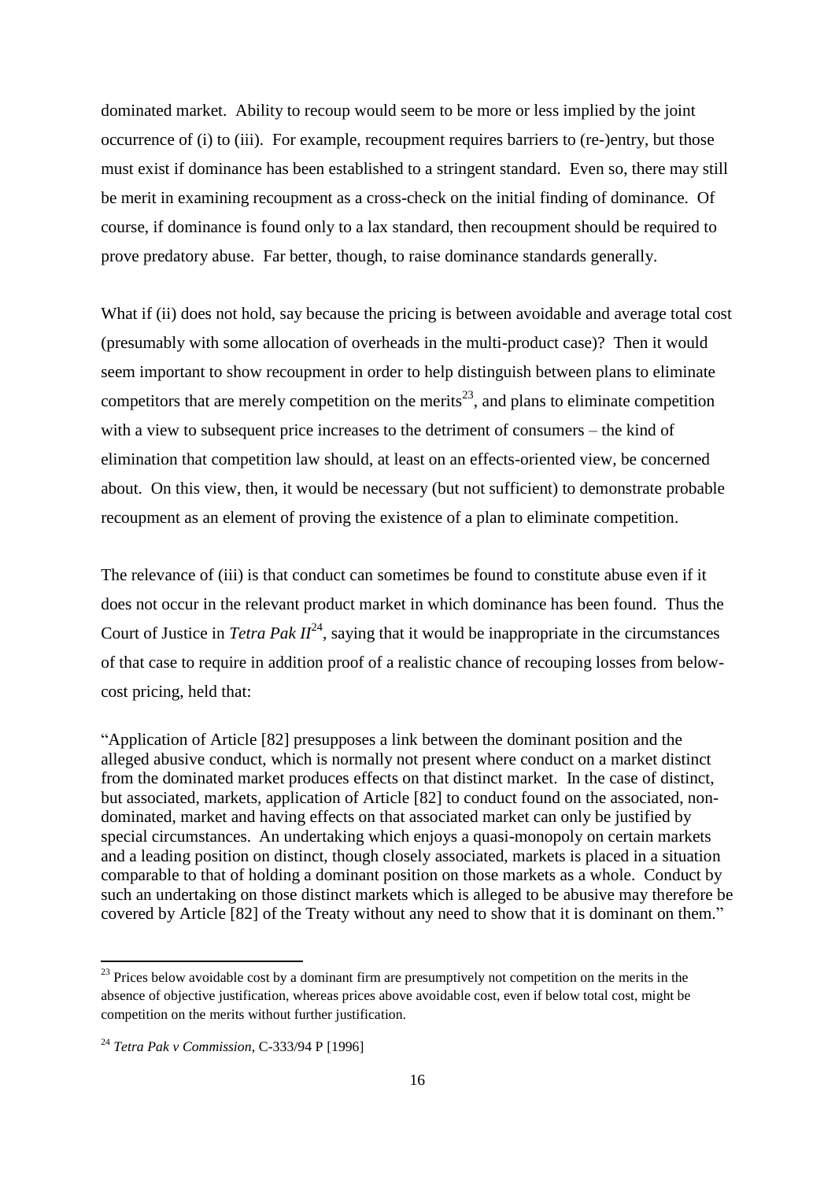dominated market. Ability to recoup would seem to be more or less implied by the joint occurrence of (i) to (iii). For example, recoupment requires barriers to (re-)entry, but those must exist if dominance has been established to a stringent standard. Even so, there may still be merit in examining recoupment as a cross-check on the initial finding of dominance. Of course, if dominance is found only to a lax standard, then recoupment should be required to prove predatory abuse. Far better, though, to raise dominance standards generally.

What if (ii) does not hold, say because the pricing is between avoidable and average total cost (presumably with some allocation of overheads in the multi-product case)? Then it would seem important to show recoupment in order to help distinguish between plans to eliminate competitors that are merely competition on the merits[23], and plans to eliminate competition with a view to subsequent price increases to the detriment of consumers – the kind of elimination that competition law should, at least on an effects-oriented view, be concerned about. On this view, then, it would be necessary (but not sufficient) to demonstrate probable recoupment as an element of proving the existence of a plan to eliminate competition.

The relevance of (iii) is that conduct can sometimes be found to constitute abuse even if it does not occur in the relevant product market in which dominance has been found. Thus the Court of Justice in *Tetra Pak II*[24], saying that it would be inappropriate in the circumstances of that case to require in addition proof of a realistic chance of recouping losses from below-cost pricing, held that:

> "Application of Article [82] presupposes a link between the dominant position and the alleged abusive conduct, which is normally not present where conduct on a market distinct from the dominated market produces effects on that distinct market. In the case of distinct, but associated, markets, application of Article [82] to conduct found on the associated, non-dominated, market and having effects on that associated market can only be justified by special circumstances. An undertaking which enjoys a quasi-monopoly on certain markets and a leading position on distinct, though closely associated, markets is placed in a situation comparable to that of holding a dominant position on those markets as a whole. Conduct by such an undertaking on those distinct markets which is alleged to be abusive may therefore be covered by Article [82] of the Treaty without any need to show that it is dominant on them."

---

[23] Prices below avoidable cost by a dominant firm are presumptively not competition on the merits in the absence of objective justification, whereas prices above avoidable cost, even if below total cost, might be competition on the merits without further justification.

[24] *Tetra Pak v Commission*, C-333/94 P [1996]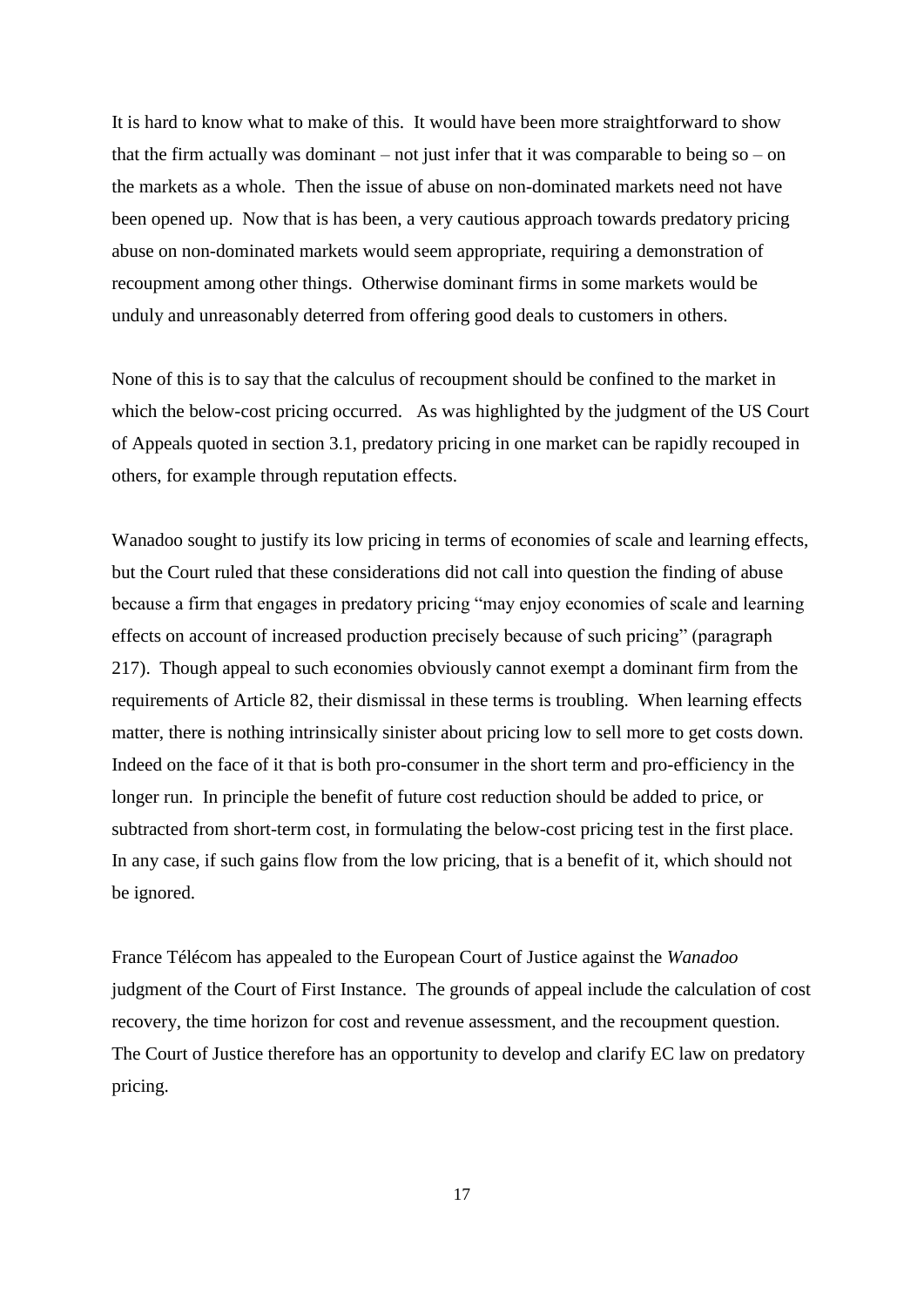It is hard to know what to make of this. It would have been more straightforward to show that the firm actually was dominant – not just infer that it was comparable to being so – on the markets as a whole. Then the issue of abuse on non-dominated markets need not have been opened up. Now that is has been, a very cautious approach towards predatory pricing abuse on non-dominated markets would seem appropriate, requiring a demonstration of recoupment among other things. Otherwise dominant firms in some markets would be unduly and unreasonably deterred from offering good deals to customers in others.

None of this is to say that the calculus of recoupment should be confined to the market in which the below-cost pricing occurred. As was highlighted by the judgment of the US Court of Appeals quoted in section 3.1, predatory pricing in one market can be rapidly recouped in others, for example through reputation effects.

Wanadoo sought to justify its low pricing in terms of economies of scale and learning effects, but the Court ruled that these considerations did not call into question the finding of abuse because a firm that engages in predatory pricing "may enjoy economies of scale and learning effects on account of increased production precisely because of such pricing" (paragraph 217). Though appeal to such economies obviously cannot exempt a dominant firm from the requirements of Article 82, their dismissal in these terms is troubling. When learning effects matter, there is nothing intrinsically sinister about pricing low to sell more to get costs down. Indeed on the face of it that is both pro-consumer in the short term and pro-efficiency in the longer run. In principle the benefit of future cost reduction should be added to price, or subtracted from short-term cost, in formulating the below-cost pricing test in the first place. In any case, if such gains flow from the low pricing, that is a benefit of it, which should not be ignored.

France Télécom has appealed to the European Court of Justice against the *Wanadoo* judgment of the Court of First Instance. The grounds of appeal include the calculation of cost recovery, the time horizon for cost and revenue assessment, and the recoupment question. The Court of Justice therefore has an opportunity to develop and clarify EC law on predatory pricing.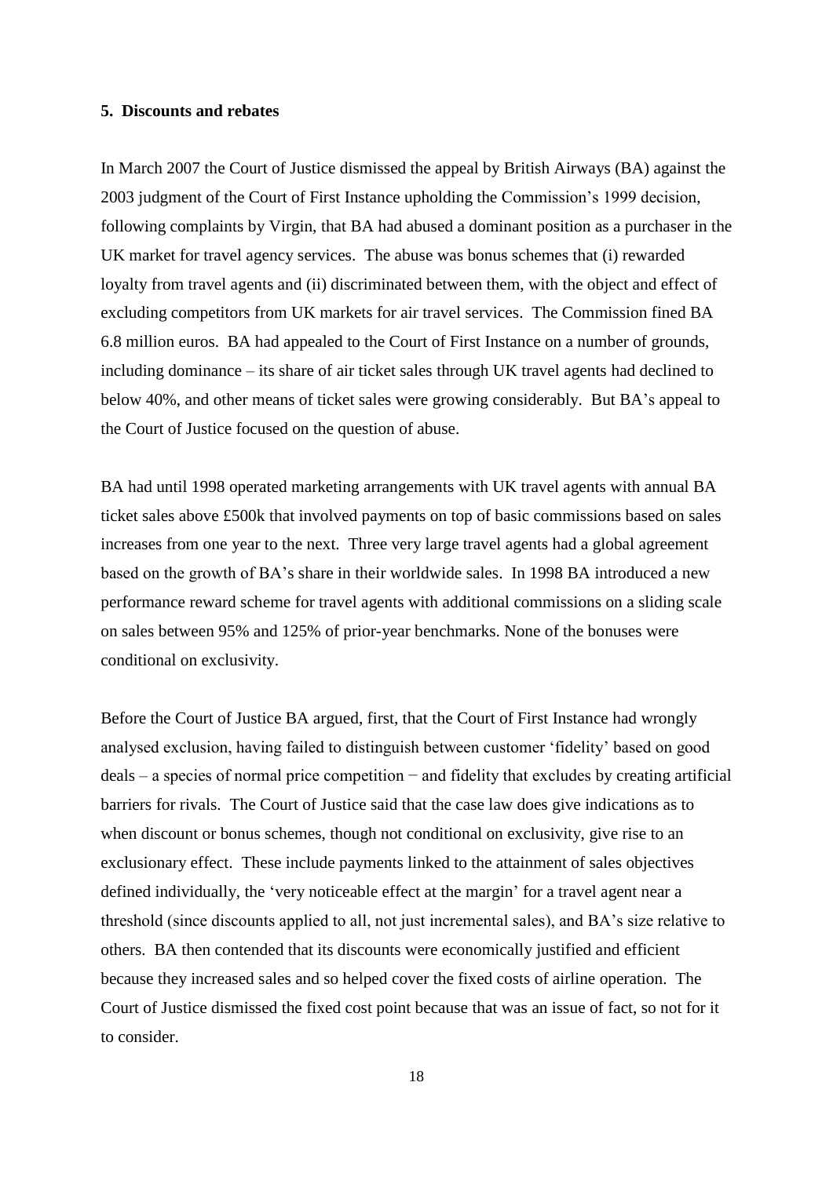## 5. Discounts and rebates

In March 2007 the Court of Justice dismissed the appeal by British Airways (BA) against the 2003 judgment of the Court of First Instance upholding the Commission's 1999 decision, following complaints by Virgin, that BA had abused a dominant position as a purchaser in the UK market for travel agency services. The abuse was bonus schemes that (i) rewarded loyalty from travel agents and (ii) discriminated between them, with the object and effect of excluding competitors from UK markets for air travel services. The Commission fined BA 6.8 million euros. BA had appealed to the Court of First Instance on a number of grounds, including dominance – its share of air ticket sales through UK travel agents had declined to below 40%, and other means of ticket sales were growing considerably. But BA's appeal to the Court of Justice focused on the question of abuse.

BA had until 1998 operated marketing arrangements with UK travel agents with annual BA ticket sales above £500k that involved payments on top of basic commissions based on sales increases from one year to the next. Three very large travel agents had a global agreement based on the growth of BA's share in their worldwide sales. In 1998 BA introduced a new performance reward scheme for travel agents with additional commissions on a sliding scale on sales between 95% and 125% of prior-year benchmarks. None of the bonuses were conditional on exclusivity.

Before the Court of Justice BA argued, first, that the Court of First Instance had wrongly analysed exclusion, having failed to distinguish between customer 'fidelity' based on good deals – a species of normal price competition − and fidelity that excludes by creating artificial barriers for rivals. The Court of Justice said that the case law does give indications as to when discount or bonus schemes, though not conditional on exclusivity, give rise to an exclusionary effect. These include payments linked to the attainment of sales objectives defined individually, the 'very noticeable effect at the margin' for a travel agent near a threshold (since discounts applied to all, not just incremental sales), and BA's size relative to others. BA then contended that its discounts were economically justified and efficient because they increased sales and so helped cover the fixed costs of airline operation. The Court of Justice dismissed the fixed cost point because that was an issue of fact, so not for it to consider.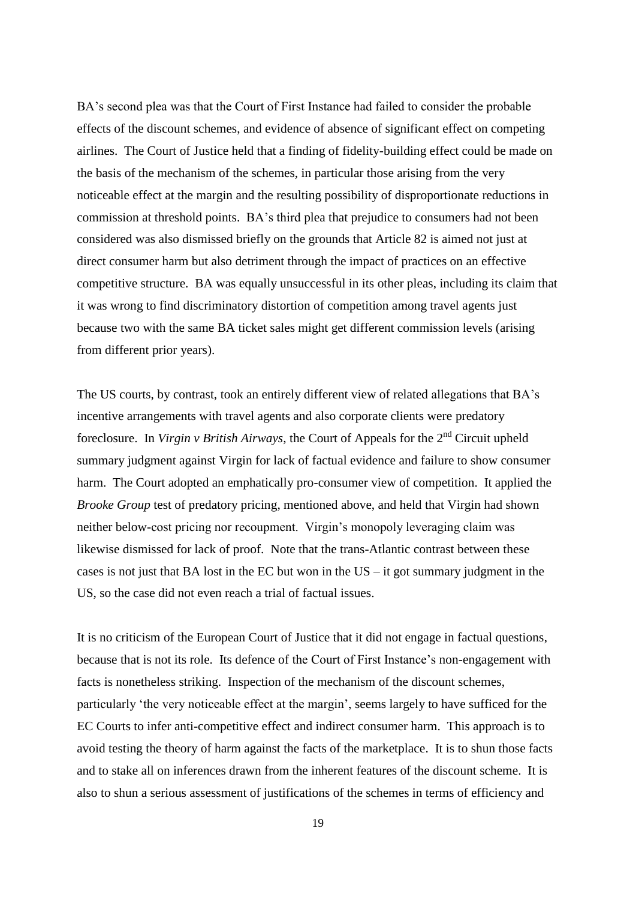BA's second plea was that the Court of First Instance had failed to consider the probable effects of the discount schemes, and evidence of absence of significant effect on competing airlines. The Court of Justice held that a finding of fidelity-building effect could be made on the basis of the mechanism of the schemes, in particular those arising from the very noticeable effect at the margin and the resulting possibility of disproportionate reductions in commission at threshold points. BA's third plea that prejudice to consumers had not been considered was also dismissed briefly on the grounds that Article 82 is aimed not just at direct consumer harm but also detriment through the impact of practices on an effective competitive structure. BA was equally unsuccessful in its other pleas, including its claim that it was wrong to find discriminatory distortion of competition among travel agents just because two with the same BA ticket sales might get different commission levels (arising from different prior years).

The US courts, by contrast, took an entirely different view of related allegations that BA's incentive arrangements with travel agents and also corporate clients were predatory foreclosure. In *Virgin v British Airways*, the Court of Appeals for the 2nd Circuit upheld summary judgment against Virgin for lack of factual evidence and failure to show consumer harm. The Court adopted an emphatically pro-consumer view of competition. It applied the *Brooke Group* test of predatory pricing, mentioned above, and held that Virgin had shown neither below-cost pricing nor recoupment. Virgin's monopoly leveraging claim was likewise dismissed for lack of proof. Note that the trans-Atlantic contrast between these cases is not just that BA lost in the EC but won in the US – it got summary judgment in the US, so the case did not even reach a trial of factual issues.

It is no criticism of the European Court of Justice that it did not engage in factual questions, because that is not its role. Its defence of the Court of First Instance's non-engagement with facts is nonetheless striking. Inspection of the mechanism of the discount schemes, particularly 'the very noticeable effect at the margin', seems largely to have sufficed for the EC Courts to infer anti-competitive effect and indirect consumer harm. This approach is to avoid testing the theory of harm against the facts of the marketplace. It is to shun those facts and to stake all on inferences drawn from the inherent features of the discount scheme. It is also to shun a serious assessment of justifications of the schemes in terms of efficiency and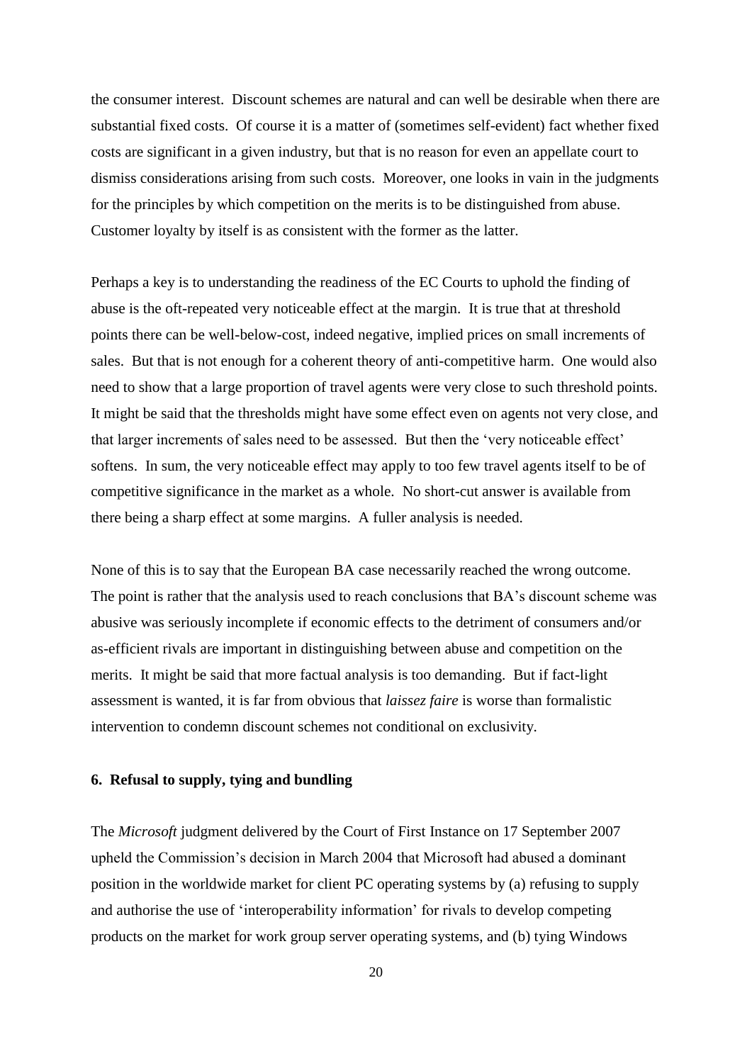the consumer interest. Discount schemes are natural and can well be desirable when there are substantial fixed costs. Of course it is a matter of (sometimes self-evident) fact whether fixed costs are significant in a given industry, but that is no reason for even an appellate court to dismiss considerations arising from such costs. Moreover, one looks in vain in the judgments for the principles by which competition on the merits is to be distinguished from abuse. Customer loyalty by itself is as consistent with the former as the latter.

Perhaps a key is to understanding the readiness of the EC Courts to uphold the finding of abuse is the oft-repeated very noticeable effect at the margin. It is true that at threshold points there can be well-below-cost, indeed negative, implied prices on small increments of sales. But that is not enough for a coherent theory of anti-competitive harm. One would also need to show that a large proportion of travel agents were very close to such threshold points. It might be said that the thresholds might have some effect even on agents not very close, and that larger increments of sales need to be assessed. But then the 'very noticeable effect' softens. In sum, the very noticeable effect may apply to too few travel agents itself to be of competitive significance in the market as a whole. No short-cut answer is available from there being a sharp effect at some margins. A fuller analysis is needed.

None of this is to say that the European BA case necessarily reached the wrong outcome. The point is rather that the analysis used to reach conclusions that BA's discount scheme was abusive was seriously incomplete if economic effects to the detriment of consumers and/or as-efficient rivals are important in distinguishing between abuse and competition on the merits. It might be said that more factual analysis is too demanding. But if fact-light assessment is wanted, it is far from obvious that *laissez faire* is worse than formalistic intervention to condemn discount schemes not conditional on exclusivity.

## 6. Refusal to supply, tying and bundling

The *Microsoft* judgment delivered by the Court of First Instance on 17 September 2007 upheld the Commission's decision in March 2004 that Microsoft had abused a dominant position in the worldwide market for client PC operating systems by (a) refusing to supply and authorise the use of 'interoperability information' for rivals to develop competing products on the market for work group server operating systems, and (b) tying Windows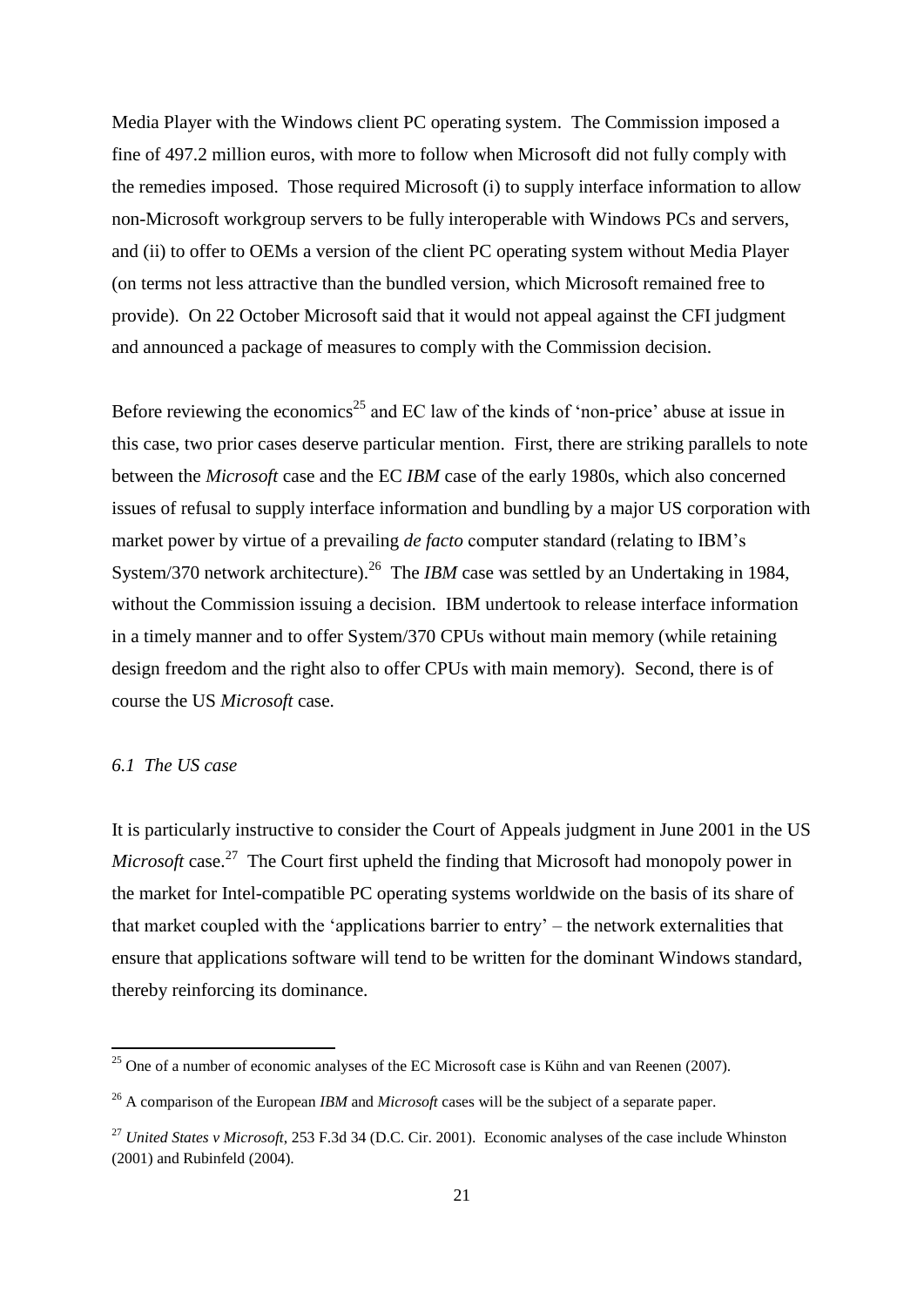Media Player with the Windows client PC operating system. The Commission imposed a fine of 497.2 million euros, with more to follow when Microsoft did not fully comply with the remedies imposed. Those required Microsoft (i) to supply interface information to allow non-Microsoft workgroup servers to be fully interoperable with Windows PCs and servers, and (ii) to offer to OEMs a version of the client PC operating system without Media Player (on terms not less attractive than the bundled version, which Microsoft remained free to provide). On 22 October Microsoft said that it would not appeal against the CFI judgment and announced a package of measures to comply with the Commission decision.

Before reviewing the economics[25] and EC law of the kinds of 'non-price' abuse at issue in this case, two prior cases deserve particular mention. First, there are striking parallels to note between the *Microsoft* case and the EC *IBM* case of the early 1980s, which also concerned issues of refusal to supply interface information and bundling by a major US corporation with market power by virtue of a prevailing *de facto* computer standard (relating to IBM's System/370 network architecture).[26] The *IBM* case was settled by an Undertaking in 1984, without the Commission issuing a decision. IBM undertook to release interface information in a timely manner and to offer System/370 CPUs without main memory (while retaining design freedom and the right also to offer CPUs with main memory). Second, there is of course the US *Microsoft* case.

### *6.1 The US case*

It is particularly instructive to consider the Court of Appeals judgment in June 2001 in the US *Microsoft* case.[27] The Court first upheld the finding that Microsoft had monopoly power in the market for Intel-compatible PC operating systems worldwide on the basis of its share of that market coupled with the 'applications barrier to entry' – the network externalities that ensure that applications software will tend to be written for the dominant Windows standard, thereby reinforcing its dominance.

---

[25] One of a number of economic analyses of the EC Microsoft case is Kühn and van Reenen (2007).

[26] A comparison of the European *IBM* and *Microsoft* cases will be the subject of a separate paper.

[27] *United States v Microsoft*, 253 F.3d 34 (D.C. Cir. 2001). Economic analyses of the case include Whinston (2001) and Rubinfeld (2004).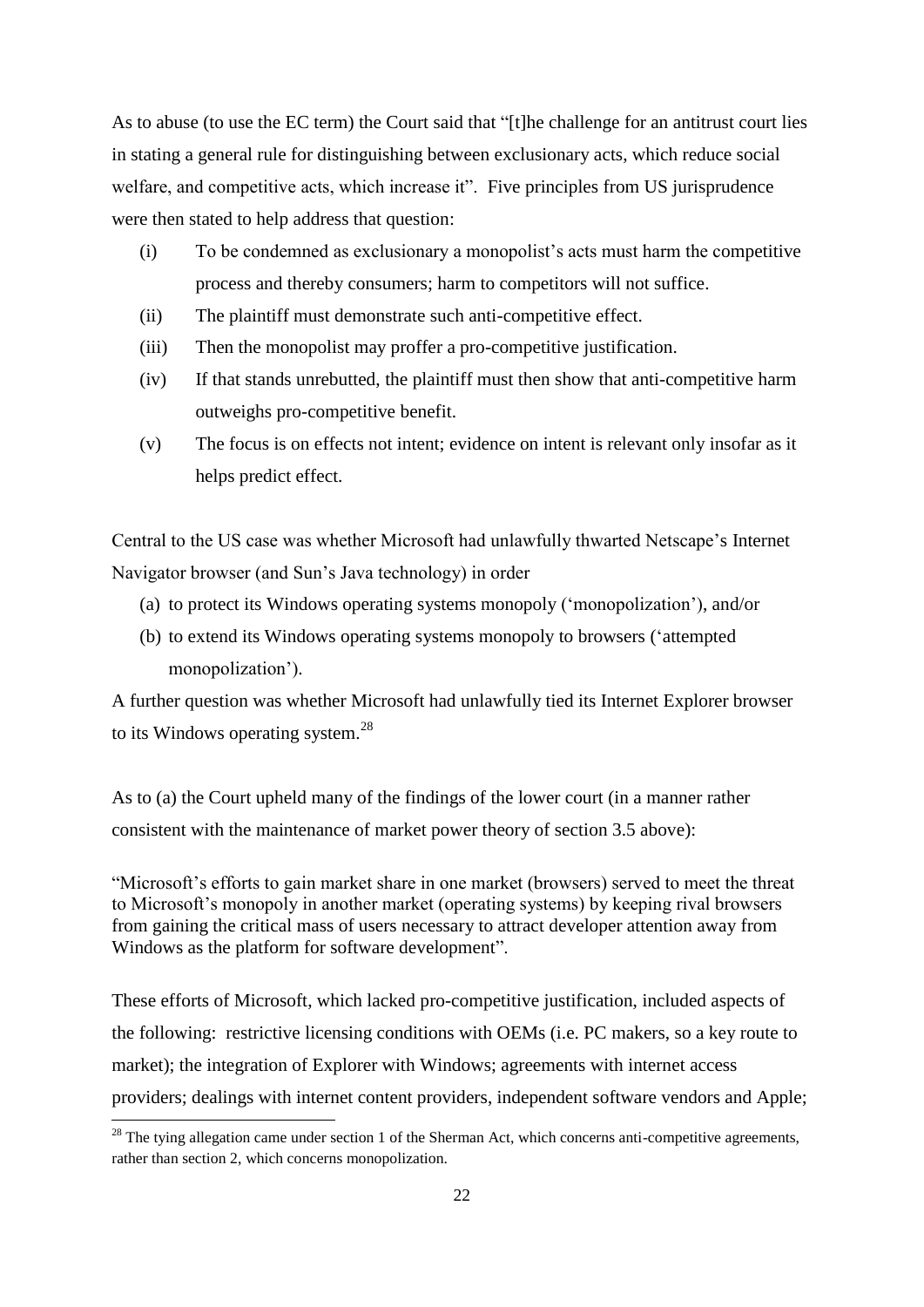As to abuse (to use the EC term) the Court said that "[t]he challenge for an antitrust court lies in stating a general rule for distinguishing between exclusionary acts, which reduce social welfare, and competitive acts, which increase it". Five principles from US jurisprudence were then stated to help address that question:

(i) To be condemned as exclusionary a monopolist's acts must harm the competitive process and thereby consumers; harm to competitors will not suffice.

(ii) The plaintiff must demonstrate such anti-competitive effect.

(iii) Then the monopolist may proffer a pro-competitive justification.

(iv) If that stands unrebutted, the plaintiff must then show that anti-competitive harm outweighs pro-competitive benefit.

(v) The focus is on effects not intent; evidence on intent is relevant only insofar as it helps predict effect.

Central to the US case was whether Microsoft had unlawfully thwarted Netscape's Internet Navigator browser (and Sun's Java technology) in order

(a) to protect its Windows operating systems monopoly ('monopolization'), and/or
(b) to extend its Windows operating systems monopoly to browsers ('attempted monopolization').

A further question was whether Microsoft had unlawfully tied its Internet Explorer browser to its Windows operating system.[28]

As to (a) the Court upheld many of the findings of the lower court (in a manner rather consistent with the maintenance of market power theory of section 3.5 above):

"Microsoft's efforts to gain market share in one market (browsers) served to meet the threat to Microsoft's monopoly in another market (operating systems) by keeping rival browsers from gaining the critical mass of users necessary to attract developer attention away from Windows as the platform for software development".

These efforts of Microsoft, which lacked pro-competitive justification, included aspects of the following: restrictive licensing conditions with OEMs (i.e. PC makers, so a key route to market); the integration of Explorer with Windows; agreements with internet access providers; dealings with internet content providers, independent software vendors and Apple;

[28] The tying allegation came under section 1 of the Sherman Act, which concerns anti-competitive agreements, rather than section 2, which concerns monopolization.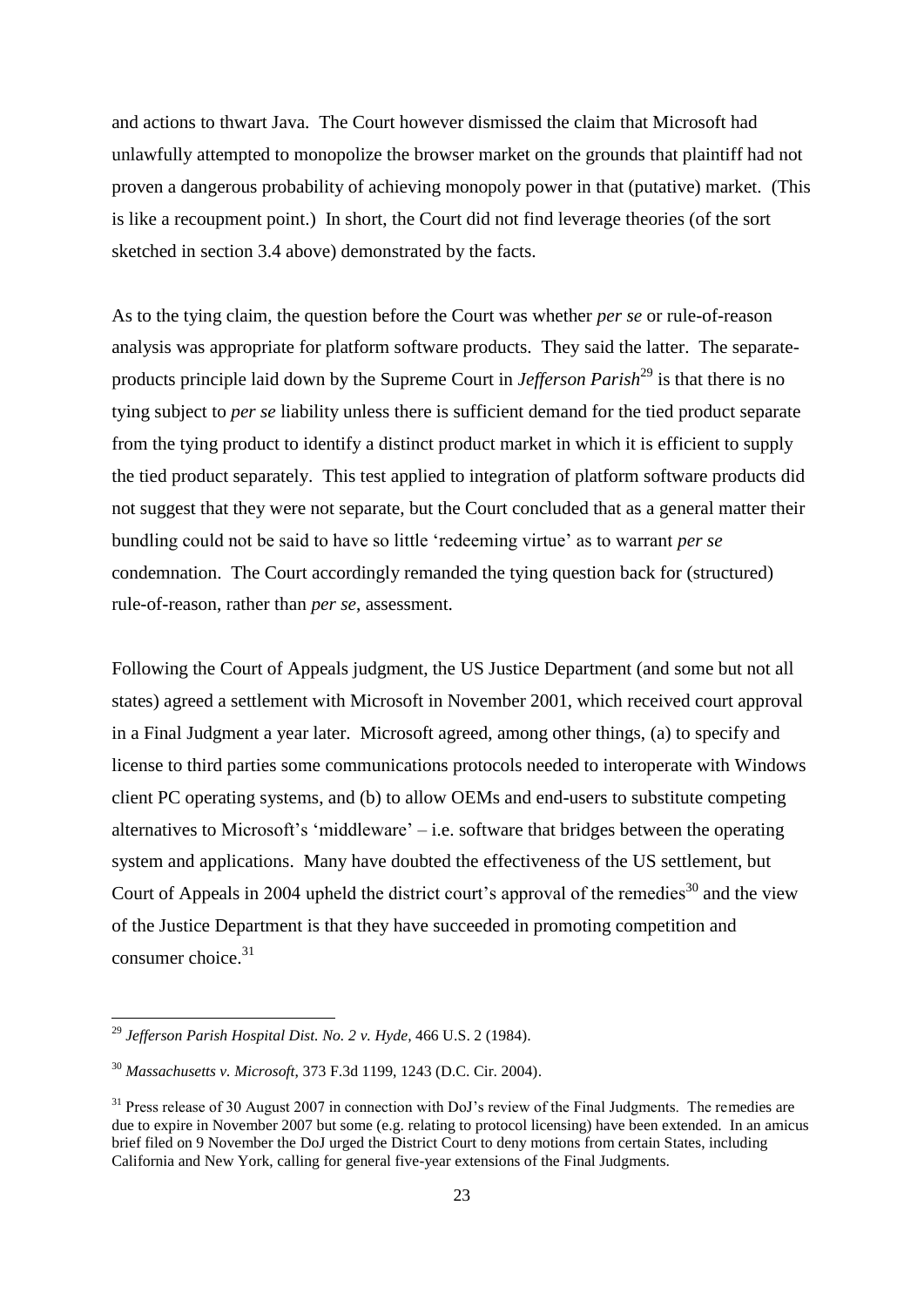and actions to thwart Java. The Court however dismissed the claim that Microsoft had unlawfully attempted to monopolize the browser market on the grounds that plaintiff had not proven a dangerous probability of achieving monopoly power in that (putative) market. (This is like a recoupment point.) In short, the Court did not find leverage theories (of the sort sketched in section 3.4 above) demonstrated by the facts.

As to the tying claim, the question before the Court was whether *per se* or rule-of-reason analysis was appropriate for platform software products. They said the latter. The separate-products principle laid down by the Supreme Court in *Jefferson Parish*[29] is that there is no tying subject to *per se* liability unless there is sufficient demand for the tied product separate from the tying product to identify a distinct product market in which it is efficient to supply the tied product separately. This test applied to integration of platform software products did not suggest that they were not separate, but the Court concluded that as a general matter their bundling could not be said to have so little 'redeeming virtue' as to warrant *per se* condemnation. The Court accordingly remanded the tying question back for (structured) rule-of-reason, rather than *per se*, assessment.

Following the Court of Appeals judgment, the US Justice Department (and some but not all states) agreed a settlement with Microsoft in November 2001, which received court approval in a Final Judgment a year later. Microsoft agreed, among other things, (a) to specify and license to third parties some communications protocols needed to interoperate with Windows client PC operating systems, and (b) to allow OEMs and end-users to substitute competing alternatives to Microsoft's 'middleware' – i.e. software that bridges between the operating system and applications. Many have doubted the effectiveness of the US settlement, but Court of Appeals in 2004 upheld the district court's approval of the remedies[30] and the view of the Justice Department is that they have succeeded in promoting competition and consumer choice.[31]

---

[29] *Jefferson Parish Hospital Dist. No. 2 v. Hyde*, 466 U.S. 2 (1984).

[30] *Massachusetts v. Microsoft*, 373 F.3d 1199, 1243 (D.C. Cir. 2004).

[31] Press release of 30 August 2007 in connection with DoJ's review of the Final Judgments. The remedies are due to expire in November 2007 but some (e.g. relating to protocol licensing) have been extended. In an amicus brief filed on 9 November the DoJ urged the District Court to deny motions from certain States, including California and New York, calling for general five-year extensions of the Final Judgments.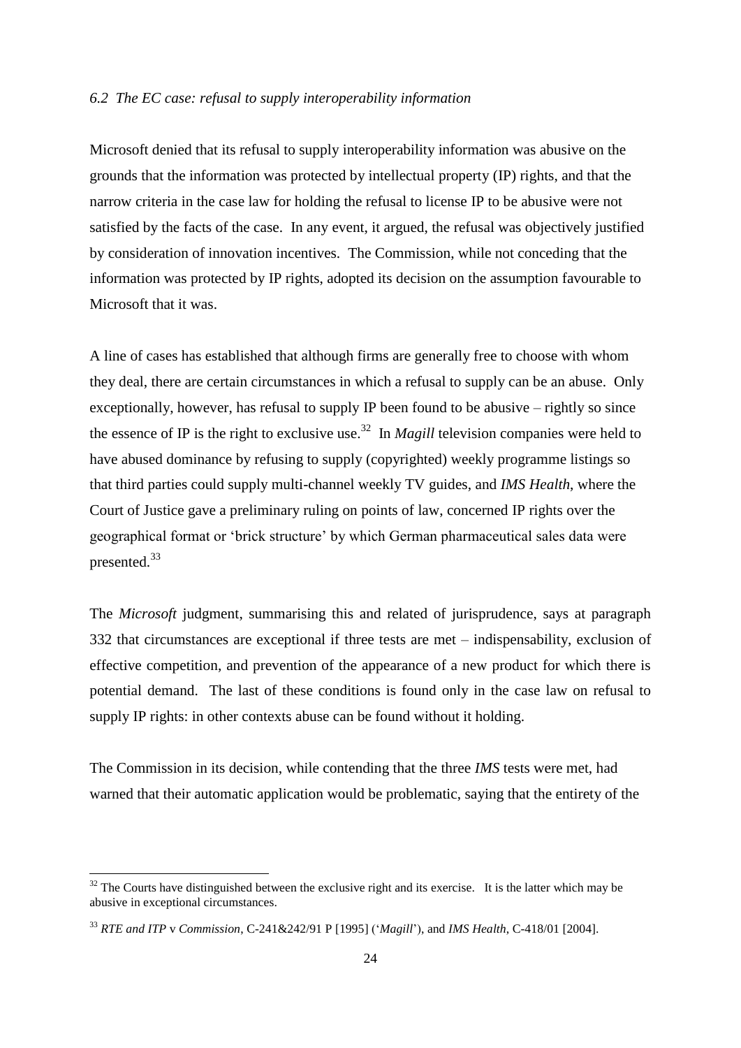*6.2 The EC case: refusal to supply interoperability information*

Microsoft denied that its refusal to supply interoperability information was abusive on the grounds that the information was protected by intellectual property (IP) rights, and that the narrow criteria in the case law for holding the refusal to license IP to be abusive were not satisfied by the facts of the case. In any event, it argued, the refusal was objectively justified by consideration of innovation incentives. The Commission, while not conceding that the information was protected by IP rights, adopted its decision on the assumption favourable to Microsoft that it was.

A line of cases has established that although firms are generally free to choose with whom they deal, there are certain circumstances in which a refusal to supply can be an abuse. Only exceptionally, however, has refusal to supply IP been found to be abusive – rightly so since the essence of IP is the right to exclusive use.[32] In *Magill* television companies were held to have abused dominance by refusing to supply (copyrighted) weekly programme listings so that third parties could supply multi-channel weekly TV guides, and *IMS Health*, where the Court of Justice gave a preliminary ruling on points of law, concerned IP rights over the geographical format or 'brick structure' by which German pharmaceutical sales data were presented.[33]

The *Microsoft* judgment, summarising this and related of jurisprudence, says at paragraph 332 that circumstances are exceptional if three tests are met – indispensability, exclusion of effective competition, and prevention of the appearance of a new product for which there is potential demand. The last of these conditions is found only in the case law on refusal to supply IP rights: in other contexts abuse can be found without it holding.

The Commission in its decision, while contending that the three *IMS* tests were met, had warned that their automatic application would be problematic, saying that the entirety of the

---

[32] The Courts have distinguished between the exclusive right and its exercise. It is the latter which may be abusive in exceptional circumstances.

[33] *RTE and ITP* v *Commission*, C-241&242/91 P [1995] ('*Magill*'), and *IMS Health*, C-418/01 [2004].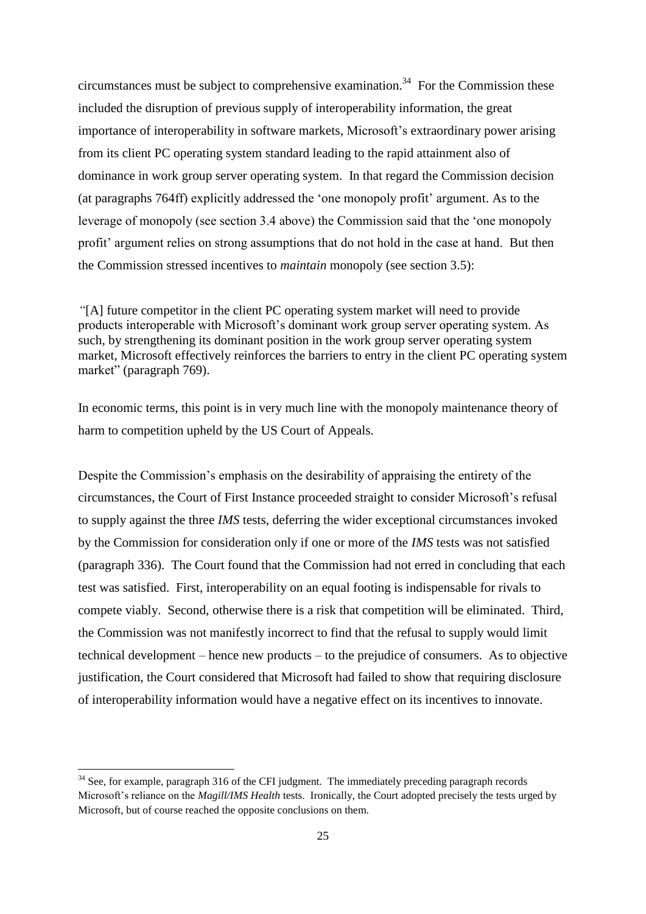circumstances must be subject to comprehensive examination.[34] For the Commission these included the disruption of previous supply of interoperability information, the great importance of interoperability in software markets, Microsoft's extraordinary power arising from its client PC operating system standard leading to the rapid attainment also of dominance in work group server operating system. In that regard the Commission decision (at paragraphs 764ff) explicitly addressed the 'one monopoly profit' argument. As to the leverage of monopoly (see section 3.4 above) the Commission said that the 'one monopoly profit' argument relies on strong assumptions that do not hold in the case at hand. But then the Commission stressed incentives to *maintain* monopoly (see section 3.5):

> "[A] future competitor in the client PC operating system market will need to provide products interoperable with Microsoft's dominant work group server operating system. As such, by strengthening its dominant position in the work group server operating system market, Microsoft effectively reinforces the barriers to entry in the client PC operating system market" (paragraph 769).

In economic terms, this point is in very much line with the monopoly maintenance theory of harm to competition upheld by the US Court of Appeals.

Despite the Commission's emphasis on the desirability of appraising the entirety of the circumstances, the Court of First Instance proceeded straight to consider Microsoft's refusal to supply against the three *IMS* tests, deferring the wider exceptional circumstances invoked by the Commission for consideration only if one or more of the *IMS* tests was not satisfied (paragraph 336). The Court found that the Commission had not erred in concluding that each test was satisfied. First, interoperability on an equal footing is indispensable for rivals to compete viably. Second, otherwise there is a risk that competition will be eliminated. Third, the Commission was not manifestly incorrect to find that the refusal to supply would limit technical development – hence new products – to the prejudice of consumers. As to objective justification, the Court considered that Microsoft had failed to show that requiring disclosure of interoperability information would have a negative effect on its incentives to innovate.

---

[34] See, for example, paragraph 316 of the CFI judgment. The immediately preceding paragraph records Microsoft's reliance on the *Magill/IMS Health* tests. Ironically, the Court adopted precisely the tests urged by Microsoft, but of course reached the opposite conclusions on them.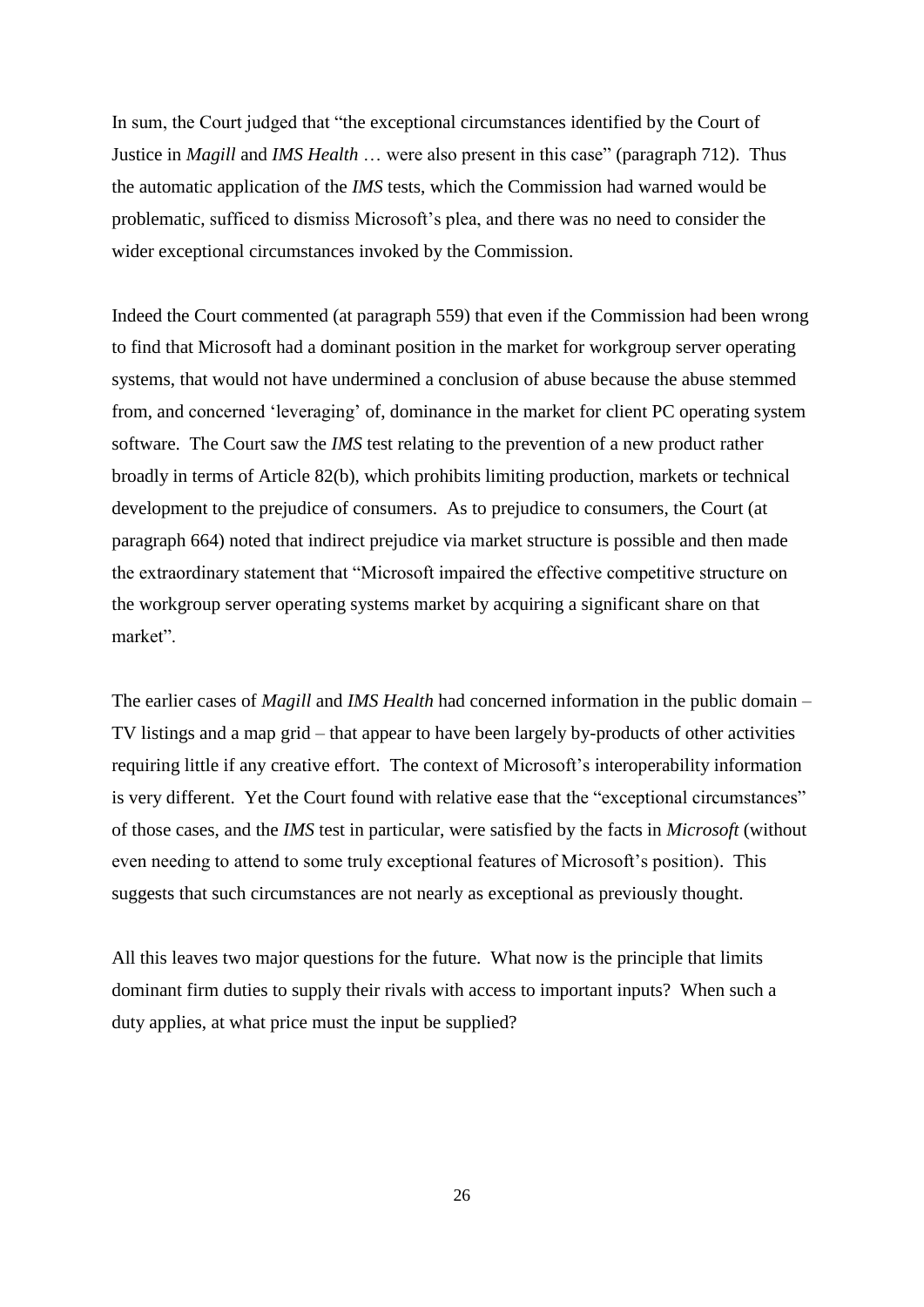In sum, the Court judged that "the exceptional circumstances identified by the Court of Justice in *Magill* and *IMS Health* … were also present in this case" (paragraph 712). Thus the automatic application of the *IMS* tests, which the Commission had warned would be problematic, sufficed to dismiss Microsoft's plea, and there was no need to consider the wider exceptional circumstances invoked by the Commission.

Indeed the Court commented (at paragraph 559) that even if the Commission had been wrong to find that Microsoft had a dominant position in the market for workgroup server operating systems, that would not have undermined a conclusion of abuse because the abuse stemmed from, and concerned 'leveraging' of, dominance in the market for client PC operating system software. The Court saw the *IMS* test relating to the prevention of a new product rather broadly in terms of Article 82(b), which prohibits limiting production, markets or technical development to the prejudice of consumers. As to prejudice to consumers, the Court (at paragraph 664) noted that indirect prejudice via market structure is possible and then made the extraordinary statement that "Microsoft impaired the effective competitive structure on the workgroup server operating systems market by acquiring a significant share on that market".

The earlier cases of *Magill* and *IMS Health* had concerned information in the public domain – TV listings and a map grid – that appear to have been largely by-products of other activities requiring little if any creative effort. The context of Microsoft's interoperability information is very different. Yet the Court found with relative ease that the "exceptional circumstances" of those cases, and the *IMS* test in particular, were satisfied by the facts in *Microsoft* (without even needing to attend to some truly exceptional features of Microsoft's position). This suggests that such circumstances are not nearly as exceptional as previously thought.

All this leaves two major questions for the future. What now is the principle that limits dominant firm duties to supply their rivals with access to important inputs? When such a duty applies, at what price must the input be supplied?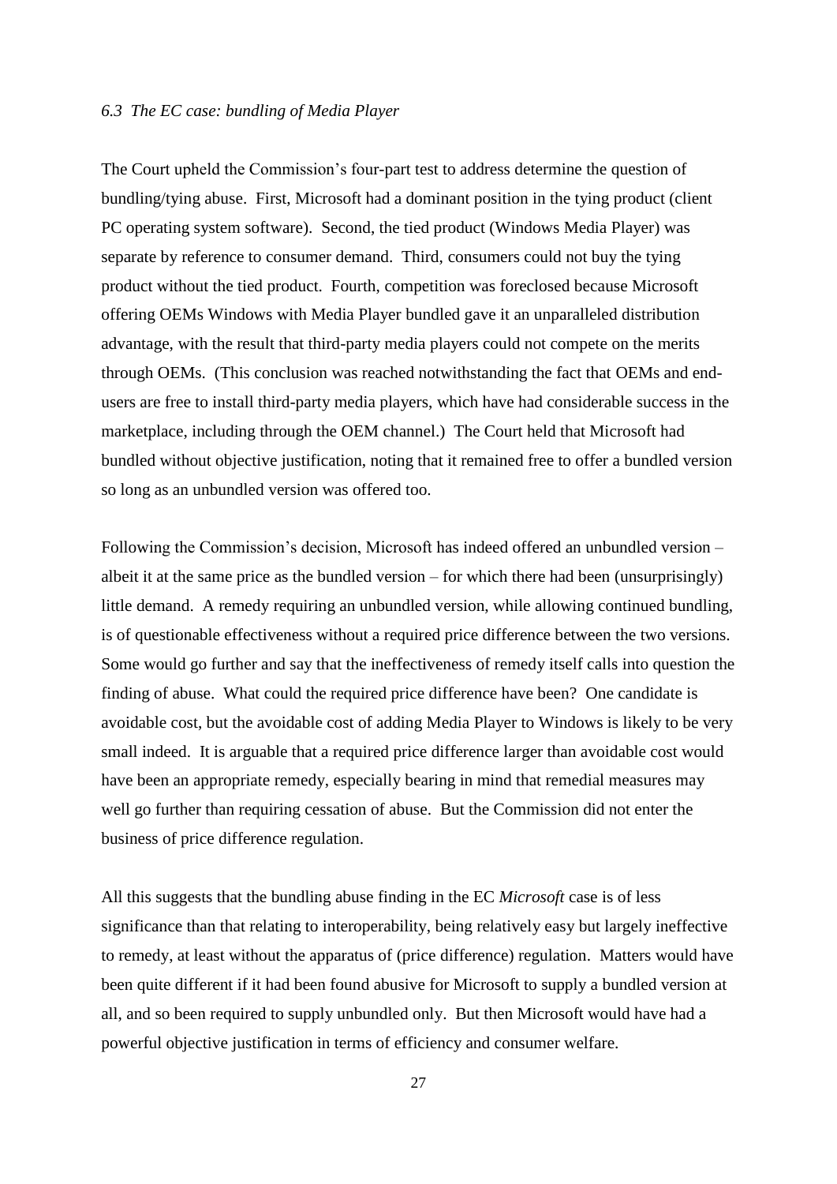### *6.3 The EC case: bundling of Media Player*

The Court upheld the Commission's four-part test to address determine the question of bundling/tying abuse. First, Microsoft had a dominant position in the tying product (client PC operating system software). Second, the tied product (Windows Media Player) was separate by reference to consumer demand. Third, consumers could not buy the tying product without the tied product. Fourth, competition was foreclosed because Microsoft offering OEMs Windows with Media Player bundled gave it an unparalleled distribution advantage, with the result that third-party media players could not compete on the merits through OEMs. (This conclusion was reached notwithstanding the fact that OEMs and end-users are free to install third-party media players, which have had considerable success in the marketplace, including through the OEM channel.) The Court held that Microsoft had bundled without objective justification, noting that it remained free to offer a bundled version so long as an unbundled version was offered too.

Following the Commission's decision, Microsoft has indeed offered an unbundled version – albeit it at the same price as the bundled version – for which there had been (unsurprisingly) little demand. A remedy requiring an unbundled version, while allowing continued bundling, is of questionable effectiveness without a required price difference between the two versions. Some would go further and say that the ineffectiveness of remedy itself calls into question the finding of abuse. What could the required price difference have been? One candidate is avoidable cost, but the avoidable cost of adding Media Player to Windows is likely to be very small indeed. It is arguable that a required price difference larger than avoidable cost would have been an appropriate remedy, especially bearing in mind that remedial measures may well go further than requiring cessation of abuse. But the Commission did not enter the business of price difference regulation.

All this suggests that the bundling abuse finding in the EC *Microsoft* case is of less significance than that relating to interoperability, being relatively easy but largely ineffective to remedy, at least without the apparatus of (price difference) regulation. Matters would have been quite different if it had been found abusive for Microsoft to supply a bundled version at all, and so been required to supply unbundled only. But then Microsoft would have had a powerful objective justification in terms of efficiency and consumer welfare.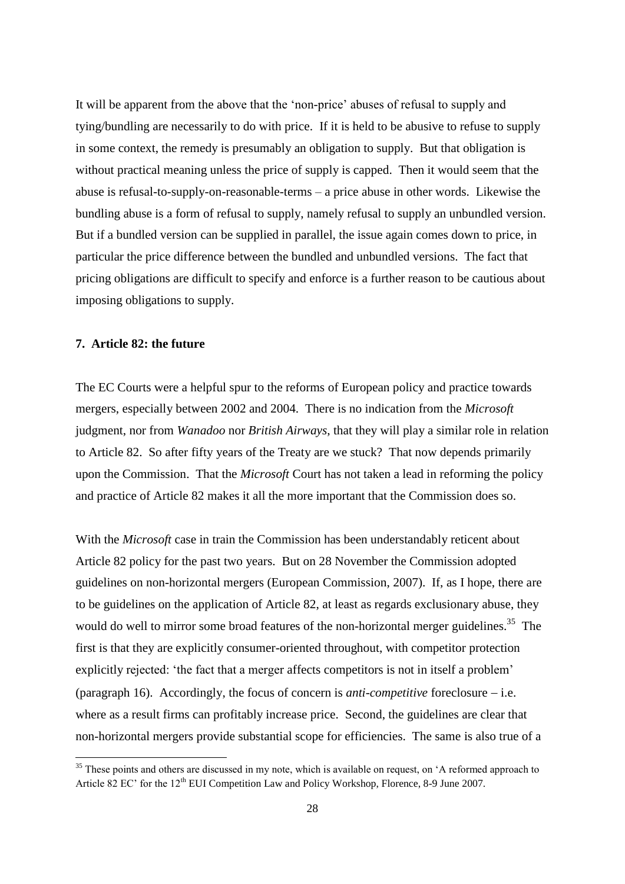It will be apparent from the above that the 'non-price' abuses of refusal to supply and tying/bundling are necessarily to do with price. If it is held to be abusive to refuse to supply in some context, the remedy is presumably an obligation to supply. But that obligation is without practical meaning unless the price of supply is capped. Then it would seem that the abuse is refusal-to-supply-on-reasonable-terms – a price abuse in other words. Likewise the bundling abuse is a form of refusal to supply, namely refusal to supply an unbundled version. But if a bundled version can be supplied in parallel, the issue again comes down to price, in particular the price difference between the bundled and unbundled versions. The fact that pricing obligations are difficult to specify and enforce is a further reason to be cautious about imposing obligations to supply.

## 7. Article 82: the future

The EC Courts were a helpful spur to the reforms of European policy and practice towards mergers, especially between 2002 and 2004. There is no indication from the *Microsoft* judgment, nor from *Wanadoo* nor *British Airways*, that they will play a similar role in relation to Article 82. So after fifty years of the Treaty are we stuck? That now depends primarily upon the Commission. That the *Microsoft* Court has not taken a lead in reforming the policy and practice of Article 82 makes it all the more important that the Commission does so.

With the *Microsoft* case in train the Commission has been understandably reticent about Article 82 policy for the past two years. But on 28 November the Commission adopted guidelines on non-horizontal mergers (European Commission, 2007). If, as I hope, there are to be guidelines on the application of Article 82, at least as regards exclusionary abuse, they would do well to mirror some broad features of the non-horizontal merger guidelines.[35] The first is that they are explicitly consumer-oriented throughout, with competitor protection explicitly rejected: 'the fact that a merger affects competitors is not in itself a problem' (paragraph 16). Accordingly, the focus of concern is *anti-competitive* foreclosure – i.e. where as a result firms can profitably increase price. Second, the guidelines are clear that non-horizontal mergers provide substantial scope for efficiencies. The same is also true of a

[35] These points and others are discussed in my note, which is available on request, on 'A reformed approach to Article 82 EC' for the 12th EUI Competition Law and Policy Workshop, Florence, 8-9 June 2007.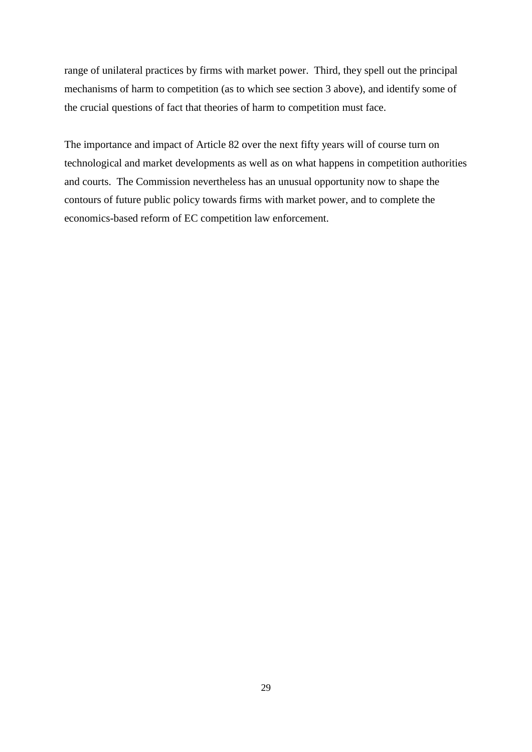range of unilateral practices by firms with market power. Third, they spell out the principal mechanisms of harm to competition (as to which see section 3 above), and identify some of the crucial questions of fact that theories of harm to competition must face.

The importance and impact of Article 82 over the next fifty years will of course turn on technological and market developments as well as on what happens in competition authorities and courts. The Commission nevertheless has an unusual opportunity now to shape the contours of future public policy towards firms with market power, and to complete the economics-based reform of EC competition law enforcement.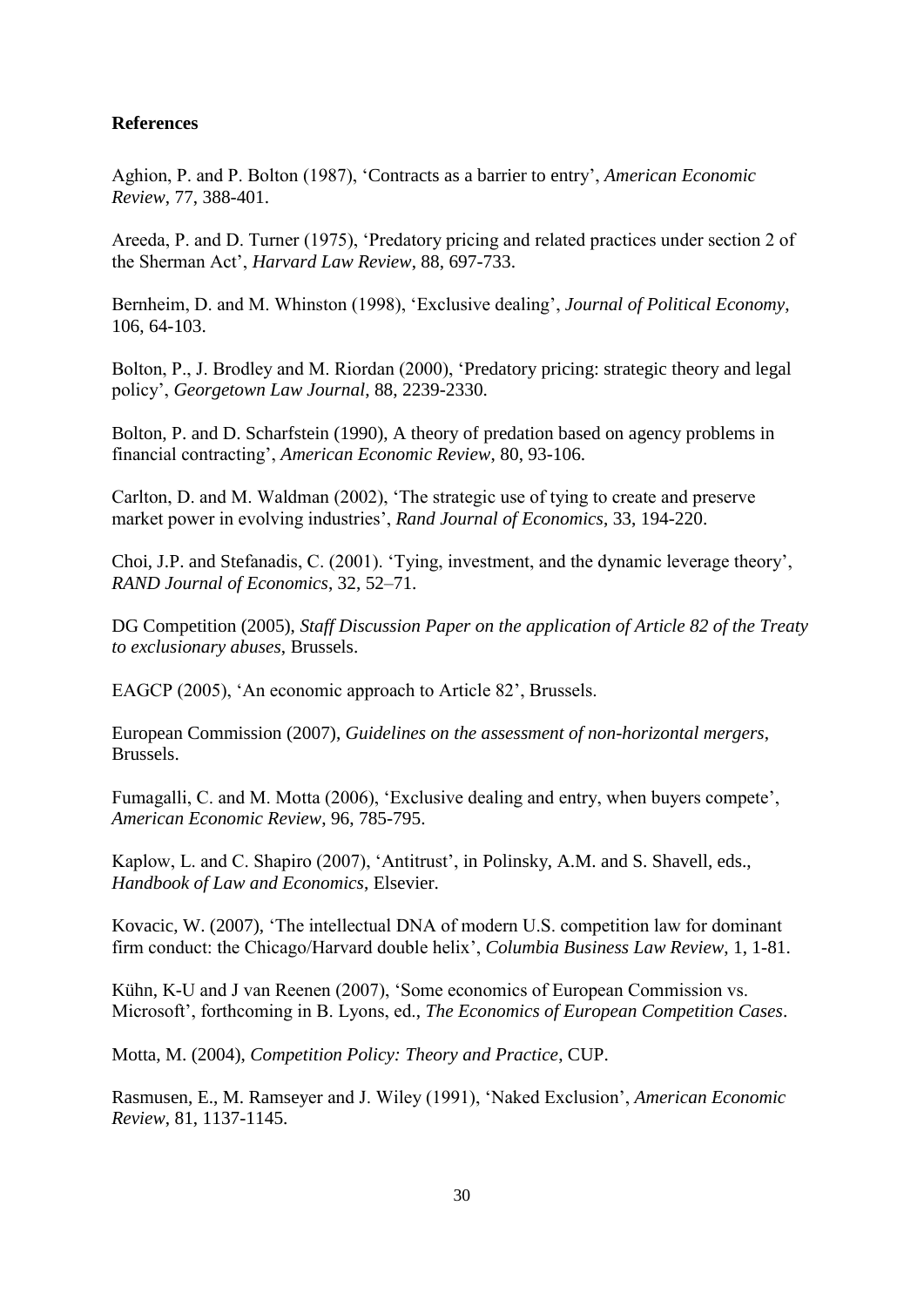**References**

Aghion, P. and P. Bolton (1987), 'Contracts as a barrier to entry', *American Economic Review*, 77, 388-401.

Areeda, P. and D. Turner (1975), 'Predatory pricing and related practices under section 2 of the Sherman Act', *Harvard Law Review*, 88, 697-733.

Bernheim, D. and M. Whinston (1998), 'Exclusive dealing', *Journal of Political Economy*, 106, 64-103.

Bolton, P., J. Brodley and M. Riordan (2000), 'Predatory pricing: strategic theory and legal policy', *Georgetown Law Journal*, 88, 2239-2330.

Bolton, P. and D. Scharfstein (1990), A theory of predation based on agency problems in financial contracting', *American Economic Review*, 80, 93-106.

Carlton, D. and M. Waldman (2002), 'The strategic use of tying to create and preserve market power in evolving industries', *Rand Journal of Economics*, 33, 194-220.

Choi, J.P. and Stefanadis, C. (2001). 'Tying, investment, and the dynamic leverage theory', *RAND Journal of Economics*, 32, 52–71.

DG Competition (2005), *Staff Discussion Paper on the application of Article 82 of the Treaty to exclusionary abuses*, Brussels.

EAGCP (2005), 'An economic approach to Article 82', Brussels.

European Commission (2007), *Guidelines on the assessment of non-horizontal mergers*, Brussels.

Fumagalli, C. and M. Motta (2006), 'Exclusive dealing and entry, when buyers compete', *American Economic Review*, 96, 785-795.

Kaplow, L. and C. Shapiro (2007), 'Antitrust', in Polinsky, A.M. and S. Shavell, eds., *Handbook of Law and Economics*, Elsevier.

Kovacic, W. (2007), 'The intellectual DNA of modern U.S. competition law for dominant firm conduct: the Chicago/Harvard double helix', *Columbia Business Law Review*, 1, 1-81.

Kühn, K-U and J van Reenen (2007), 'Some economics of European Commission vs. Microsoft', forthcoming in B. Lyons, ed., *The Economics of European Competition Cases*.

Motta, M. (2004), *Competition Policy: Theory and Practice*, CUP.

Rasmusen, E., M. Ramseyer and J. Wiley (1991), 'Naked Exclusion', *American Economic Review*, 81, 1137-1145.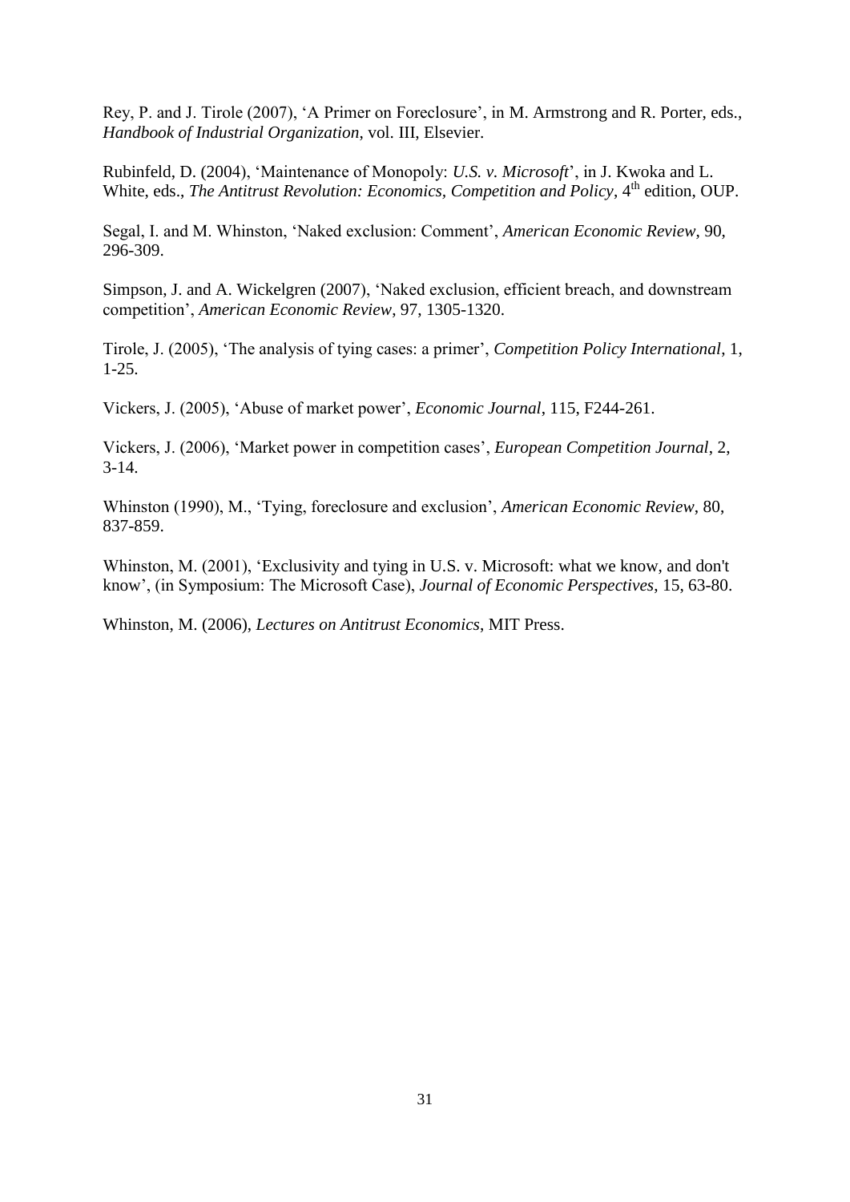Rey, P. and J. Tirole (2007), 'A Primer on Foreclosure', in M. Armstrong and R. Porter, eds., *Handbook of Industrial Organization*, vol. III, Elsevier.

Rubinfeld, D. (2004), 'Maintenance of Monopoly: *U.S. v. Microsoft*', in J. Kwoka and L. White, eds., *The Antitrust Revolution: Economics, Competition and Policy*, 4th edition, OUP.

Segal, I. and M. Whinston, 'Naked exclusion: Comment', *American Economic Review*, 90, 296-309.

Simpson, J. and A. Wickelgren (2007), 'Naked exclusion, efficient breach, and downstream competition', *American Economic Review*, 97, 1305-1320.

Tirole, J. (2005), 'The analysis of tying cases: a primer', *Competition Policy International*, 1, 1-25.

Vickers, J. (2005), 'Abuse of market power', *Economic Journal*, 115, F244-261.

Vickers, J. (2006), 'Market power in competition cases', *European Competition Journal*, 2, 3-14.

Whinston (1990), M., 'Tying, foreclosure and exclusion', *American Economic Review*, 80, 837-859.

Whinston, M. (2001), 'Exclusivity and tying in U.S. v. Microsoft: what we know, and don't know', (in Symposium: The Microsoft Case), *Journal of Economic Perspectives*, 15, 63-80.

Whinston, M. (2006), *Lectures on Antitrust Economics*, MIT Press.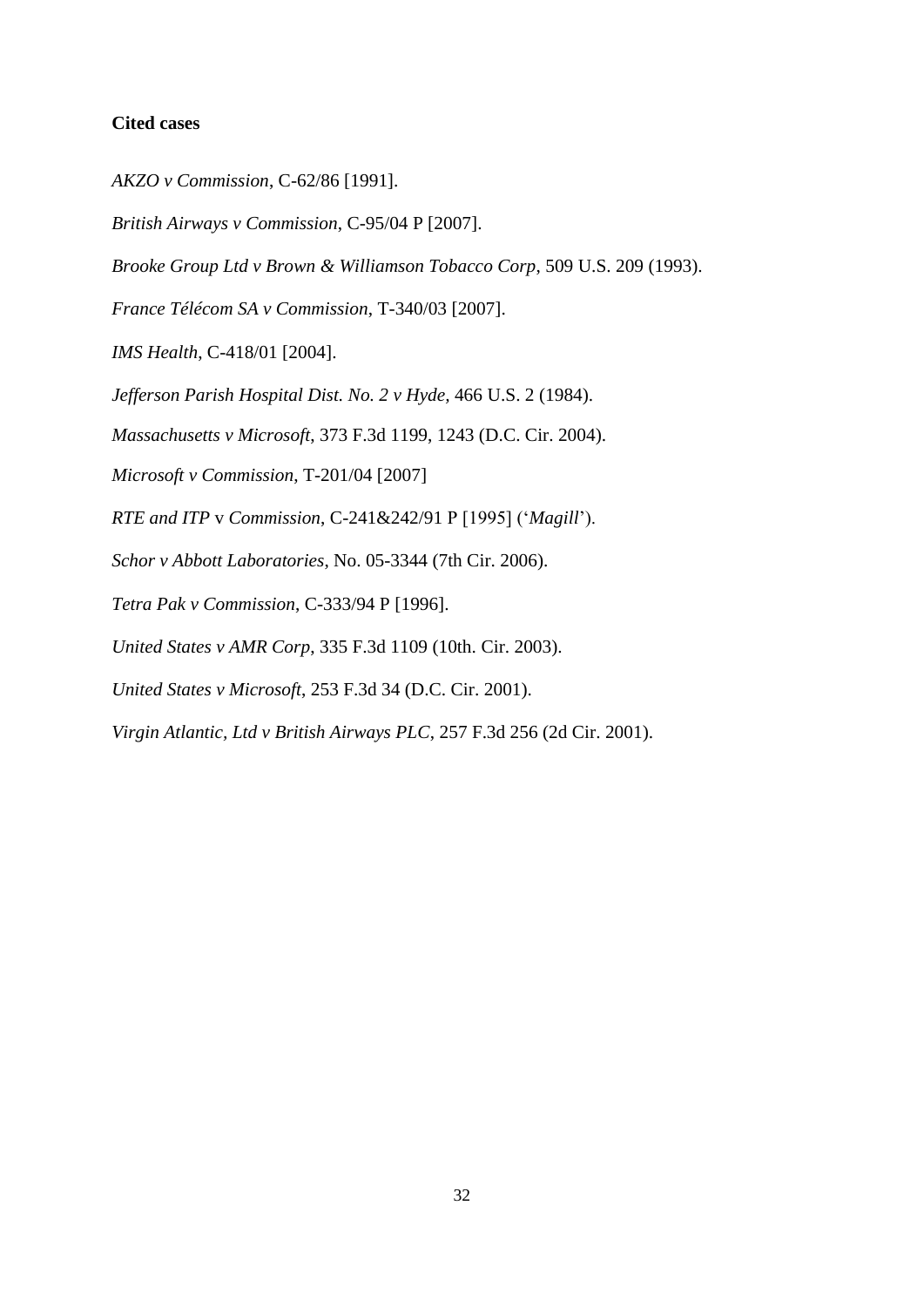**Cited cases**

*AKZO v Commission*, C-62/86 [1991].

*British Airways v Commission*, C-95/04 P [2007].

*Brooke Group Ltd v Brown & Williamson Tobacco Corp*, 509 U.S. 209 (1993).

*France Télécom SA v Commission*, T-340/03 [2007].

*IMS Health*, C-418/01 [2004].

*Jefferson Parish Hospital Dist. No. 2 v Hyde*, 466 U.S. 2 (1984).

*Massachusetts v Microsoft*, 373 F.3d 1199, 1243 (D.C. Cir. 2004).

*Microsoft v Commission*, T-201/04 [2007]

*RTE and ITP* v *Commission*, C-241&242/91 P [1995] ('*Magill*').

*Schor v Abbott Laboratories*, No. 05-3344 (7th Cir. 2006).

*Tetra Pak v Commission*, C-333/94 P [1996].

*United States v AMR Corp*, 335 F.3d 1109 (10th. Cir. 2003).

*United States v Microsoft*, 253 F.3d 34 (D.C. Cir. 2001).

*Virgin Atlantic, Ltd v British Airways PLC*, 257 F.3d 256 (2d Cir. 2001).